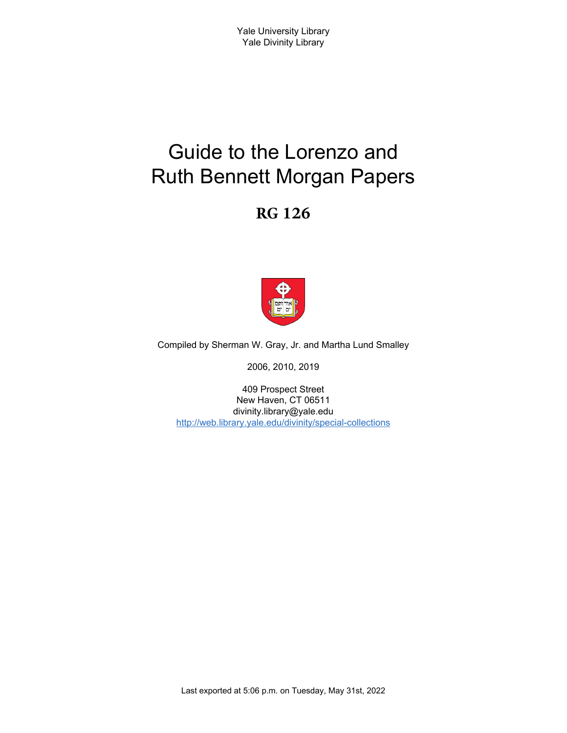Yale University Library
Yale Divinity Library

# Guide to the Lorenzo and Ruth Bennett Morgan Papers

## RG 126

Compiled by Sherman W. Gray, Jr. and Martha Lund Smalley

2006, 2010, 2019

409 Prospect Street
New Haven, CT 06511
divinity.library@yale.edu
http://web.library.yale.edu/divinity/special-collections

Last exported at 5:06 p.m. on Tuesday, May 31st, 2022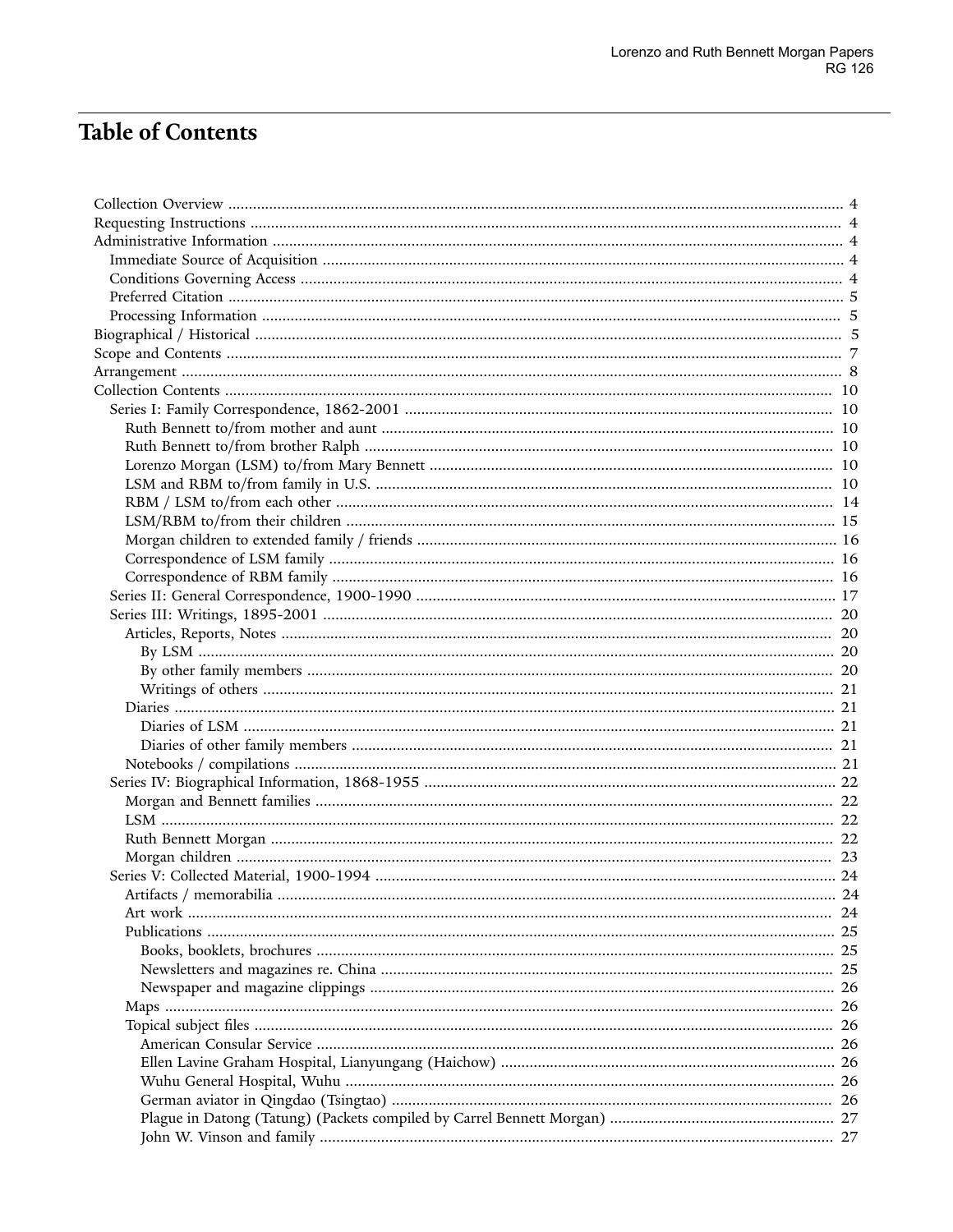# Table of Contents

- Collection Overview ..... 4
- Requesting Instructions ..... 4
- Administrative Information ..... 4
  - Immediate Source of Acquisition ..... 4
  - Conditions Governing Access ..... 4
  - Preferred Citation ..... 5
  - Processing Information ..... 5
- Biographical / Historical ..... 5
- Scope and Contents ..... 7
- Arrangement ..... 8
- Collection Contents ..... 10
  - Series I: Family Correspondence, 1862-2001 ..... 10
    - Ruth Bennett to/from mother and aunt ..... 10
    - Ruth Bennett to/from brother Ralph ..... 10
    - Lorenzo Morgan (LSM) to/from Mary Bennett ..... 10
    - LSM and RBM to/from family in U.S. ..... 10
    - RBM / LSM to/from each other ..... 14
    - LSM/RBM to/from their children ..... 15
    - Morgan children to extended family / friends ..... 16
    - Correspondence of LSM family ..... 16
    - Correspondence of RBM family ..... 16
  - Series II: General Correspondence, 1900-1990 ..... 17
  - Series III: Writings, 1895-2001 ..... 20
    - Articles, Reports, Notes ..... 20
      - By LSM ..... 20
      - By other family members ..... 20
      - Writings of others ..... 21
    - Diaries ..... 21
      - Diaries of LSM ..... 21
      - Diaries of other family members ..... 21
    - Notebooks / compilations ..... 21
  - Series IV: Biographical Information, 1868-1955 ..... 22
    - Morgan and Bennett families ..... 22
    - LSM ..... 22
    - Ruth Bennett Morgan ..... 22
    - Morgan children ..... 23
  - Series V: Collected Material, 1900-1994 ..... 24
    - Artifacts / memorabilia ..... 24
    - Art work ..... 24
    - Publications ..... 25
      - Books, booklets, brochures ..... 25
      - Newsletters and magazines re. China ..... 25
      - Newspaper and magazine clippings ..... 26
    - Maps ..... 26
    - Topical subject files ..... 26
      - American Consular Service ..... 26
      - Ellen Lavine Graham Hospital, Lianyungang (Haichow) ..... 26
      - Wuhu General Hospital, Wuhu ..... 26
      - German aviator in Qingdao (Tsingtao) ..... 26
      - Plague in Datong (Tatung) (Packets compiled by Carrel Bennett Morgan) ..... 27
      - John W. Vinson and family ..... 27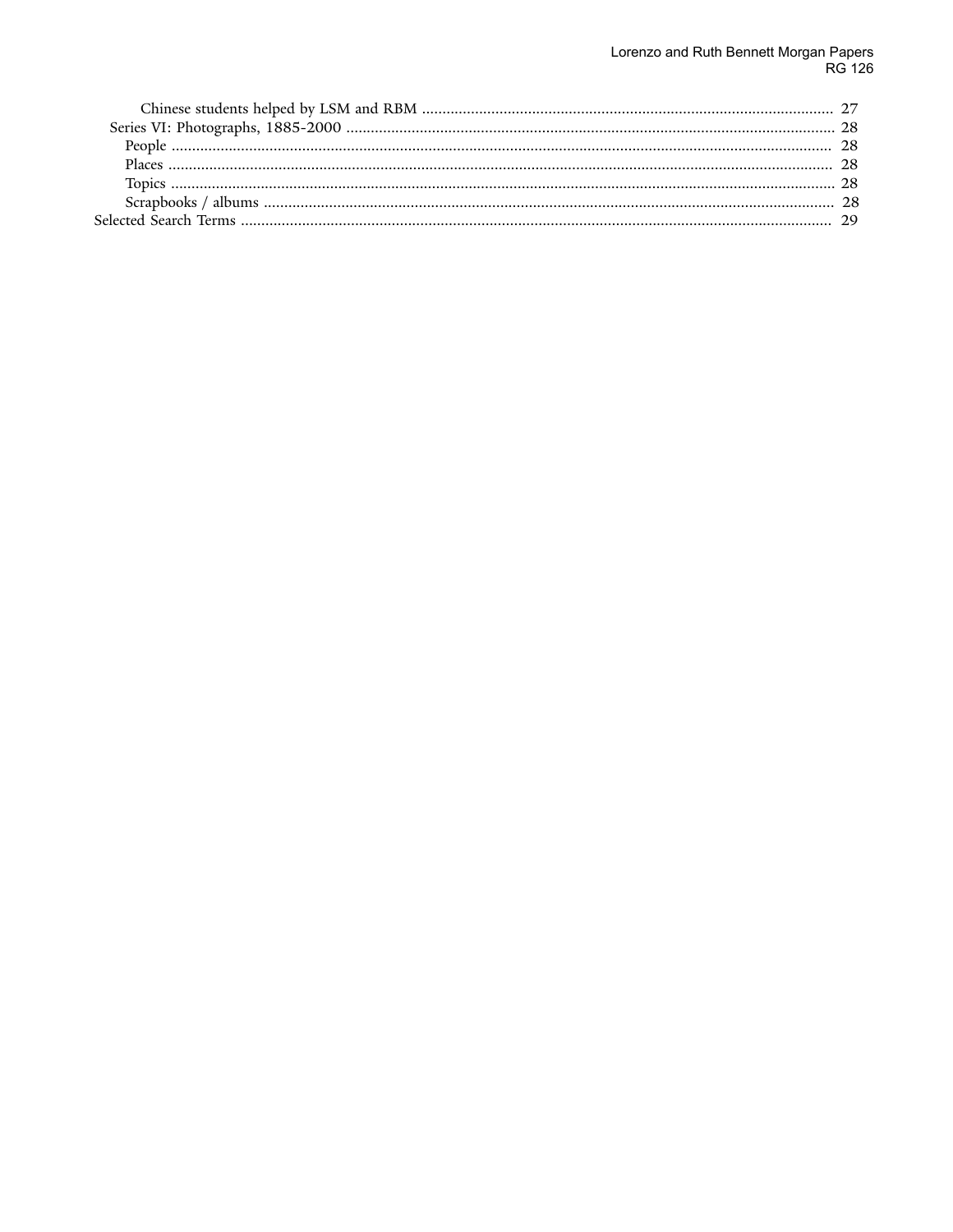- Chinese students helped by LSM and RBM ........................................................................................ 27
- Series VI: Photographs, 1885-2000 ........................................................................................................ 28
  - People ................................................................................................................................................ 28
  - Places ................................................................................................................................................ 28
  - Topics ................................................................................................................................................ 28
  - Scrapbooks / albums ......................................................................................................................... 28
- Selected Search Terms ................................................................................................................................ 29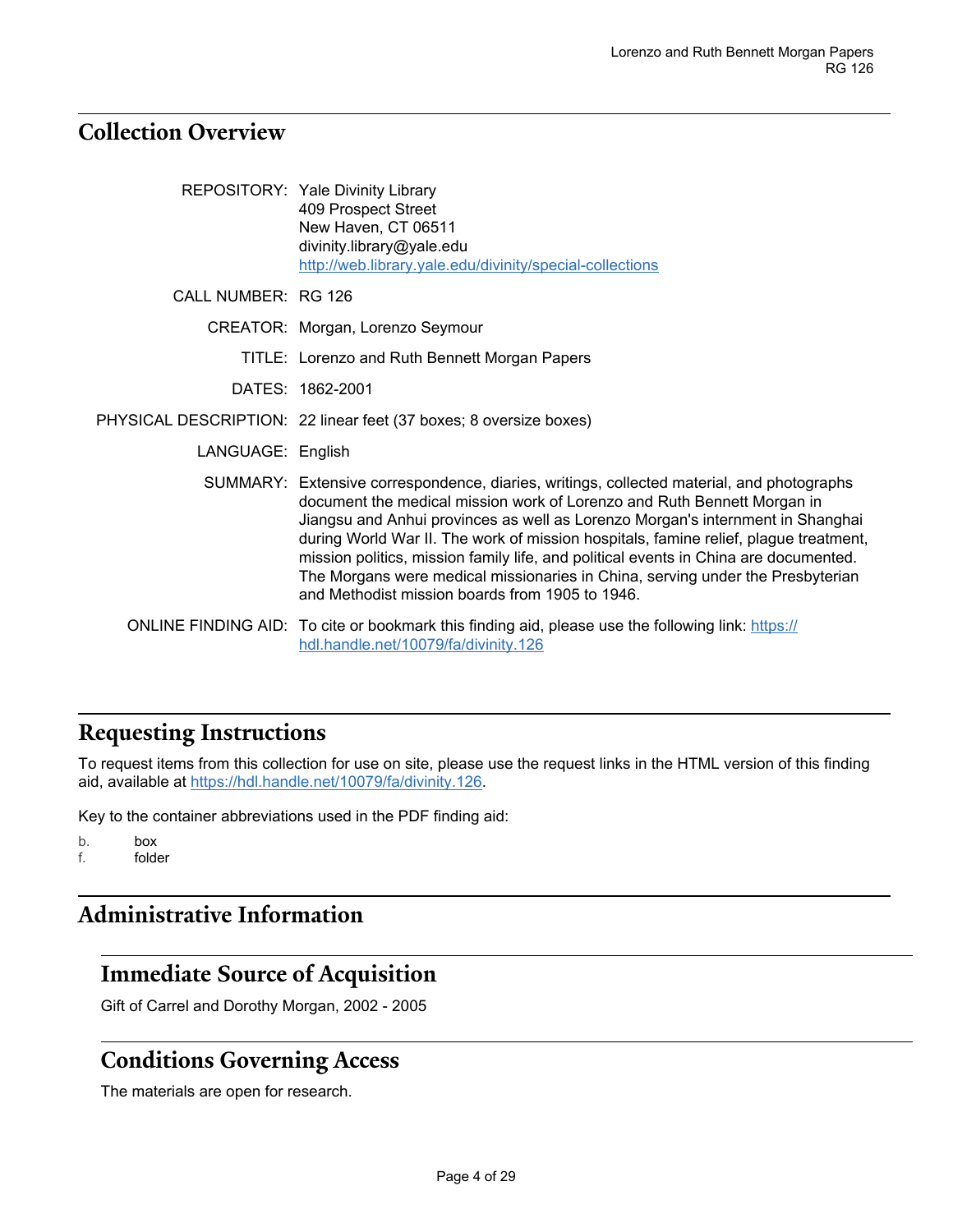## Collection Overview

**REPOSITORY:** Yale Divinity Library
409 Prospect Street
New Haven, CT 06511
divinity.library@yale.edu
http://web.library.yale.edu/divinity/special-collections

**CALL NUMBER:** RG 126

**CREATOR:** Morgan, Lorenzo Seymour

**TITLE:** Lorenzo and Ruth Bennett Morgan Papers

**DATES:** 1862-2001

**PHYSICAL DESCRIPTION:** 22 linear feet (37 boxes; 8 oversize boxes)

**LANGUAGE:** English

**SUMMARY:** Extensive correspondence, diaries, writings, collected material, and photographs document the medical mission work of Lorenzo and Ruth Bennett Morgan in Jiangsu and Anhui provinces as well as Lorenzo Morgan's internment in Shanghai during World War II. The work of mission hospitals, famine relief, plague treatment, mission politics, mission family life, and political events in China are documented. The Morgans were medical missionaries in China, serving under the Presbyterian and Methodist mission boards from 1905 to 1946.

**ONLINE FINDING AID:** To cite or bookmark this finding aid, please use the following link: https://hdl.handle.net/10079/fa/divinity.126

## Requesting Instructions

To request items from this collection for use on site, please use the request links in the HTML version of this finding aid, available at https://hdl.handle.net/10079/fa/divinity.126.

Key to the container abbreviations used in the PDF finding aid:

b. box
f. folder

## Administrative Information

### Immediate Source of Acquisition

Gift of Carrel and Dorothy Morgan, 2002 - 2005

### Conditions Governing Access

The materials are open for research.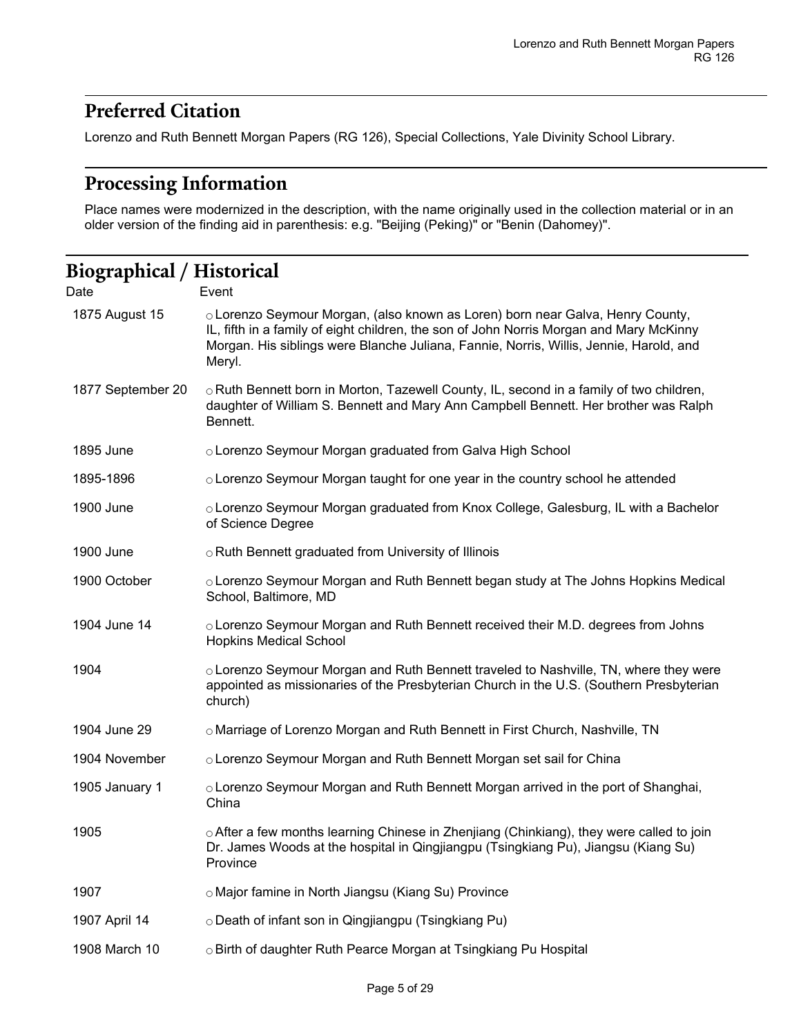## Preferred Citation

Lorenzo and Ruth Bennett Morgan Papers (RG 126), Special Collections, Yale Divinity School Library.

## Processing Information

Place names were modernized in the description, with the name originally used in the collection material or in an older version of the finding aid in parenthesis: e.g. "Beijing (Peking)" or "Benin (Dahomey)".

## Biographical / Historical

| Date | Event |
| --- | --- |
| 1875 August 15 | ○ Lorenzo Seymour Morgan, (also known as Loren) born near Galva, Henry County, IL, fifth in a family of eight children, the son of John Norris Morgan and Mary McKinny Morgan. His siblings were Blanche Juliana, Fannie, Norris, Willis, Jennie, Harold, and Meryl. |
| 1877 September 20 | ○ Ruth Bennett born in Morton, Tazewell County, IL, second in a family of two children, daughter of William S. Bennett and Mary Ann Campbell Bennett. Her brother was Ralph Bennett. |
| 1895 June | ○ Lorenzo Seymour Morgan graduated from Galva High School |
| 1895-1896 | ○ Lorenzo Seymour Morgan taught for one year in the country school he attended |
| 1900 June | ○ Lorenzo Seymour Morgan graduated from Knox College, Galesburg, IL with a Bachelor of Science Degree |
| 1900 June | ○ Ruth Bennett graduated from University of Illinois |
| 1900 October | ○ Lorenzo Seymour Morgan and Ruth Bennett began study at The Johns Hopkins Medical School, Baltimore, MD |
| 1904 June 14 | ○ Lorenzo Seymour Morgan and Ruth Bennett received their M.D. degrees from Johns Hopkins Medical School |
| 1904 | ○ Lorenzo Seymour Morgan and Ruth Bennett traveled to Nashville, TN, where they were appointed as missionaries of the Presbyterian Church in the U.S. (Southern Presbyterian church) |
| 1904 June 29 | ○ Marriage of Lorenzo Morgan and Ruth Bennett in First Church, Nashville, TN |
| 1904 November | ○ Lorenzo Seymour Morgan and Ruth Bennett Morgan set sail for China |
| 1905 January 1 | ○ Lorenzo Seymour Morgan and Ruth Bennett Morgan arrived in the port of Shanghai, China |
| 1905 | ○ After a few months learning Chinese in Zhenjiang (Chinkiang), they were called to join Dr. James Woods at the hospital in Qingjiangpu (Tsingkiang Pu), Jiangsu (Kiang Su) Province |
| 1907 | ○ Major famine in North Jiangsu (Kiang Su) Province |
| 1907 April 14 | ○ Death of infant son in Qingjiangpu (Tsingkiang Pu) |
| 1908 March 10 | ○ Birth of daughter Ruth Pearce Morgan at Tsingkiang Pu Hospital |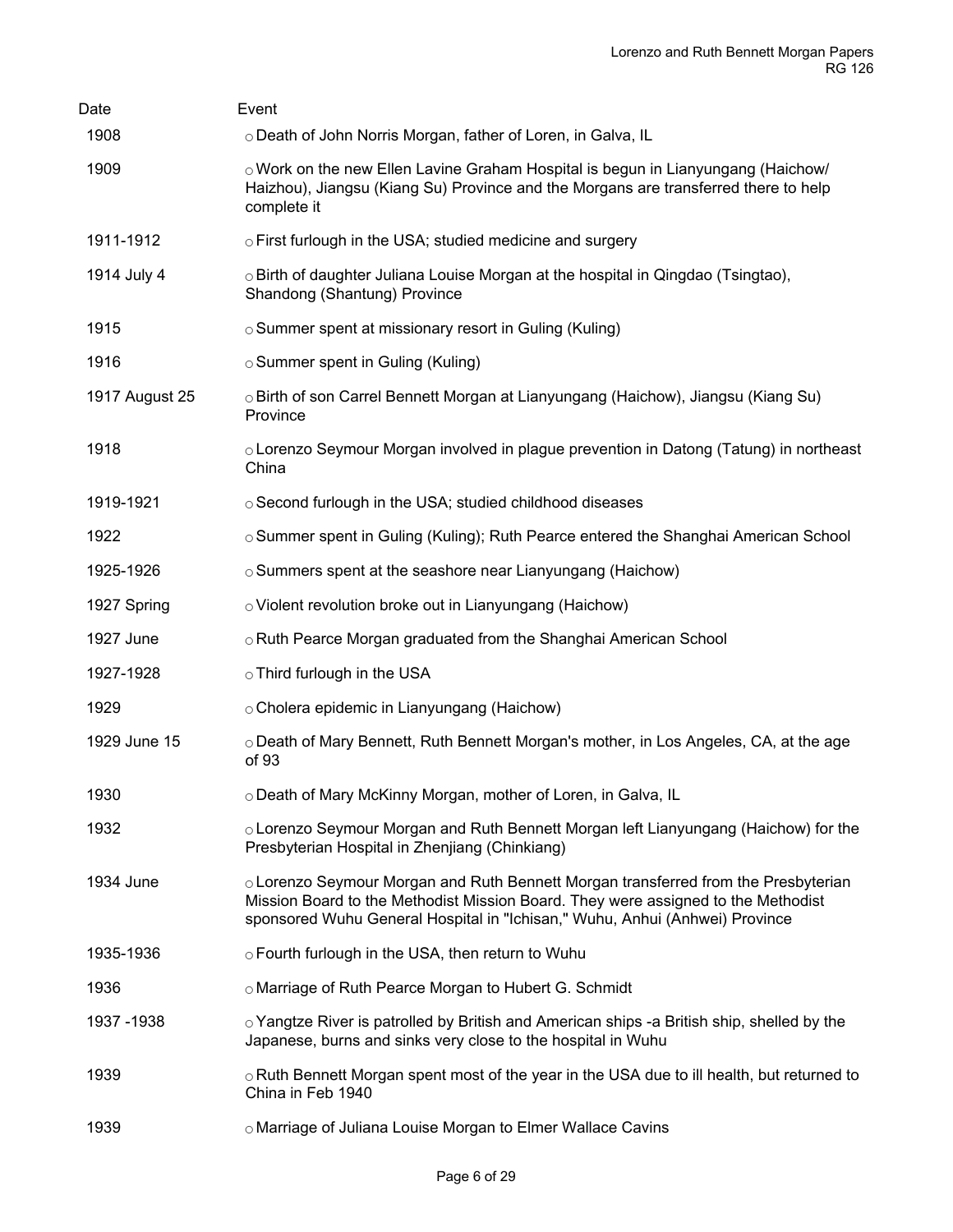| Date | Event |
|---|---|
| 1908 | ○ Death of John Norris Morgan, father of Loren, in Galva, IL |
| 1909 | ○ Work on the new Ellen Lavine Graham Hospital is begun in Lianyungang (Haichow/ Haizhou), Jiangsu (Kiang Su) Province and the Morgans are transferred there to help complete it |
| 1911-1912 | ○ First furlough in the USA; studied medicine and surgery |
| 1914 July 4 | ○ Birth of daughter Juliana Louise Morgan at the hospital in Qingdao (Tsingtao), Shandong (Shantung) Province |
| 1915 | ○ Summer spent at missionary resort in Guling (Kuling) |
| 1916 | ○ Summer spent in Guling (Kuling) |
| 1917 August 25 | ○ Birth of son Carrel Bennett Morgan at Lianyungang (Haichow), Jiangsu (Kiang Su) Province |
| 1918 | ○ Lorenzo Seymour Morgan involved in plague prevention in Datong (Tatung) in northeast China |
| 1919-1921 | ○ Second furlough in the USA; studied childhood diseases |
| 1922 | ○ Summer spent in Guling (Kuling); Ruth Pearce entered the Shanghai American School |
| 1925-1926 | ○ Summers spent at the seashore near Lianyungang (Haichow) |
| 1927 Spring | ○ Violent revolution broke out in Lianyungang (Haichow) |
| 1927 June | ○ Ruth Pearce Morgan graduated from the Shanghai American School |
| 1927-1928 | ○ Third furlough in the USA |
| 1929 | ○ Cholera epidemic in Lianyungang (Haichow) |
| 1929 June 15 | ○ Death of Mary Bennett, Ruth Bennett Morgan's mother, in Los Angeles, CA, at the age of 93 |
| 1930 | ○ Death of Mary McKinny Morgan, mother of Loren, in Galva, IL |
| 1932 | ○ Lorenzo Seymour Morgan and Ruth Bennett Morgan left Lianyungang (Haichow) for the Presbyterian Hospital in Zhenjiang (Chinkiang) |
| 1934 June | ○ Lorenzo Seymour Morgan and Ruth Bennett Morgan transferred from the Presbyterian Mission Board to the Methodist Mission Board. They were assigned to the Methodist sponsored Wuhu General Hospital in "Ichisan," Wuhu, Anhui (Anhwei) Province |
| 1935-1936 | ○ Fourth furlough in the USA, then return to Wuhu |
| 1936 | ○ Marriage of Ruth Pearce Morgan to Hubert G. Schmidt |
| 1937 -1938 | ○ Yangtze River is patrolled by British and American ships -a British ship, shelled by the Japanese, burns and sinks very close to the hospital in Wuhu |
| 1939 | ○ Ruth Bennett Morgan spent most of the year in the USA due to ill health, but returned to China in Feb 1940 |
| 1939 | ○ Marriage of Juliana Louise Morgan to Elmer Wallace Cavins |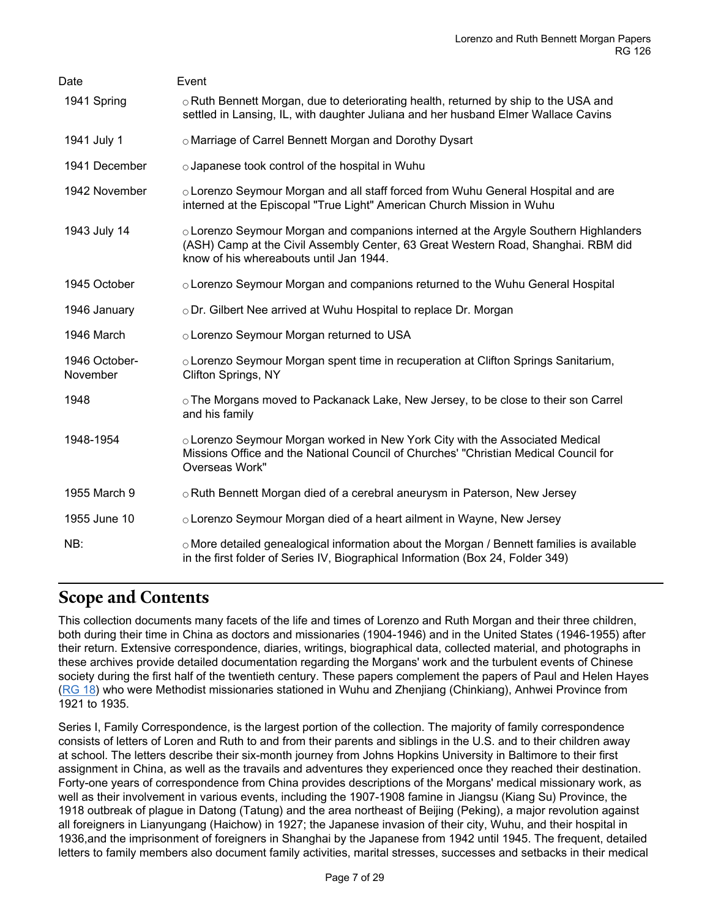| Date | Event |
| --- | --- |
| 1941 Spring | ○ Ruth Bennett Morgan, due to deteriorating health, returned by ship to the USA and settled in Lansing, IL, with daughter Juliana and her husband Elmer Wallace Cavins |
| 1941 July 1 | ○ Marriage of Carrel Bennett Morgan and Dorothy Dysart |
| 1941 December | ○ Japanese took control of the hospital in Wuhu |
| 1942 November | ○ Lorenzo Seymour Morgan and all staff forced from Wuhu General Hospital and are interned at the Episcopal "True Light" American Church Mission in Wuhu |
| 1943 July 14 | ○ Lorenzo Seymour Morgan and companions interned at the Argyle Southern Highlanders (ASH) Camp at the Civil Assembly Center, 63 Great Western Road, Shanghai. RBM did know of his whereabouts until Jan 1944. |
| 1945 October | ○ Lorenzo Seymour Morgan and companions returned to the Wuhu General Hospital |
| 1946 January | ○ Dr. Gilbert Nee arrived at Wuhu Hospital to replace Dr. Morgan |
| 1946 March | ○ Lorenzo Seymour Morgan returned to USA |
| 1946 October-November | ○ Lorenzo Seymour Morgan spent time in recuperation at Clifton Springs Sanitarium, Clifton Springs, NY |
| 1948 | ○ The Morgans moved to Packanack Lake, New Jersey, to be close to their son Carrel and his family |
| 1948-1954 | ○ Lorenzo Seymour Morgan worked in New York City with the Associated Medical Missions Office and the National Council of Churches' "Christian Medical Council for Overseas Work" |
| 1955 March 9 | ○ Ruth Bennett Morgan died of a cerebral aneurysm in Paterson, New Jersey |
| 1955 June 10 | ○ Lorenzo Seymour Morgan died of a heart ailment in Wayne, New Jersey |
| NB: | ○ More detailed genealogical information about the Morgan / Bennett families is available in the first folder of Series IV, Biographical Information (Box 24, Folder 349) |

## Scope and Contents

This collection documents many facets of the life and times of Lorenzo and Ruth Morgan and their three children, both during their time in China as doctors and missionaries (1904-1946) and in the United States (1946-1955) after their return. Extensive correspondence, diaries, writings, biographical data, collected material, and photographs in these archives provide detailed documentation regarding the Morgans' work and the turbulent events of Chinese society during the first half of the twentieth century. These papers complement the papers of Paul and Helen Hayes (RG 18) who were Methodist missionaries stationed in Wuhu and Zhenjiang (Chinkiang), Anhwei Province from 1921 to 1935.

Series I, Family Correspondence, is the largest portion of the collection. The majority of family correspondence consists of letters of Loren and Ruth to and from their parents and siblings in the U.S. and to their children away at school. The letters describe their six-month journey from Johns Hopkins University in Baltimore to their first assignment in China, as well as the travails and adventures they experienced once they reached their destination. Forty-one years of correspondence from China provides descriptions of the Morgans' medical missionary work, as well as their involvement in various events, including the 1907-1908 famine in Jiangsu (Kiang Su) Province, the 1918 outbreak of plague in Datong (Tatung) and the area northeast of Beijing (Peking), a major revolution against all foreigners in Lianyungang (Haichow) in 1927; the Japanese invasion of their city, Wuhu, and their hospital in 1936,and the imprisonment of foreigners in Shanghai by the Japanese from 1942 until 1945. The frequent, detailed letters to family members also document family activities, marital stresses, successes and setbacks in their medical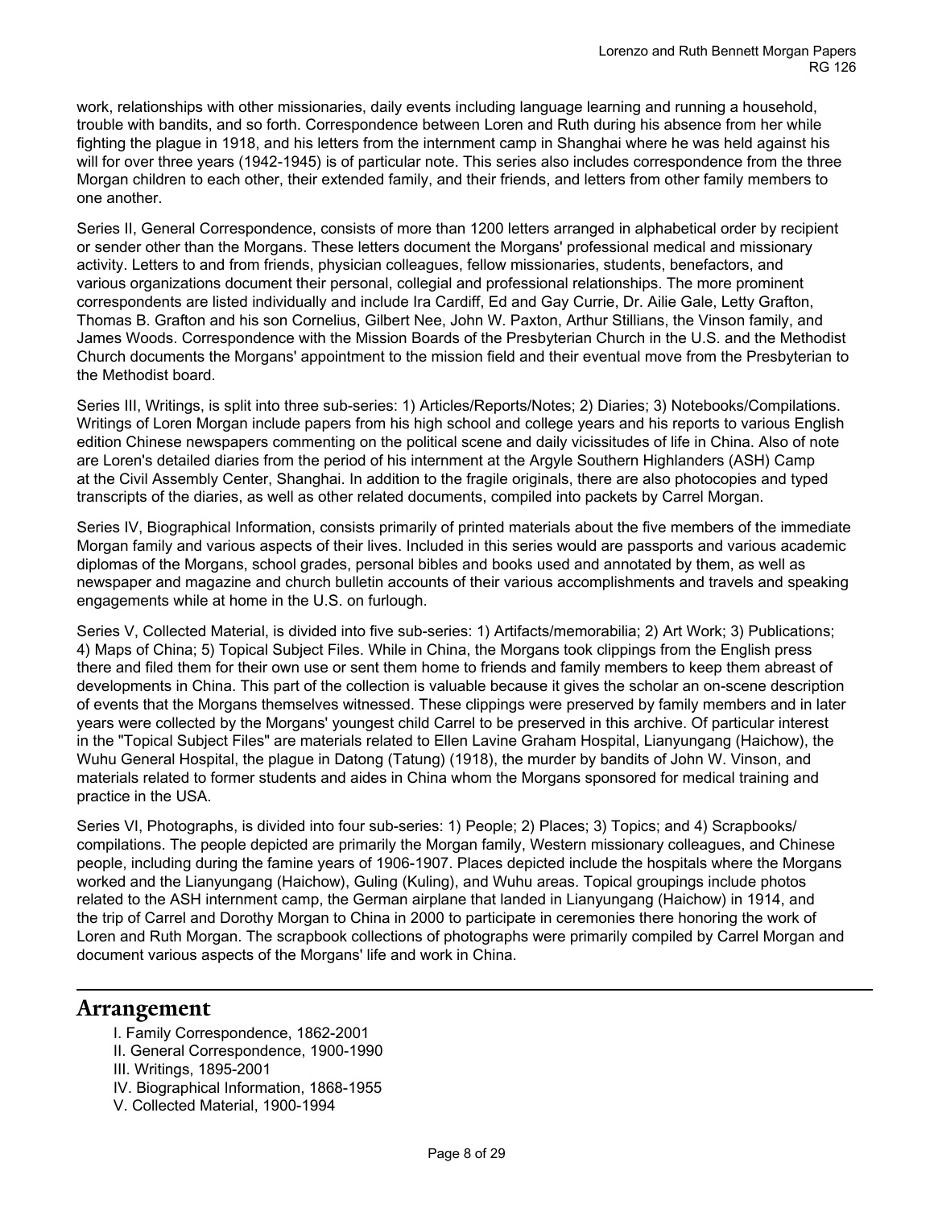work, relationships with other missionaries, daily events including language learning and running a household, trouble with bandits, and so forth. Correspondence between Loren and Ruth during his absence from her while fighting the plague in 1918, and his letters from the internment camp in Shanghai where he was held against his will for over three years (1942-1945) is of particular note. This series also includes correspondence from the three Morgan children to each other, their extended family, and their friends, and letters from other family members to one another.

Series II, General Correspondence, consists of more than 1200 letters arranged in alphabetical order by recipient or sender other than the Morgans. These letters document the Morgans' professional medical and missionary activity. Letters to and from friends, physician colleagues, fellow missionaries, students, benefactors, and various organizations document their personal, collegial and professional relationships. The more prominent correspondents are listed individually and include Ira Cardiff, Ed and Gay Currie, Dr. Ailie Gale, Letty Grafton, Thomas B. Grafton and his son Cornelius, Gilbert Nee, John W. Paxton, Arthur Stillians, the Vinson family, and James Woods. Correspondence with the Mission Boards of the Presbyterian Church in the U.S. and the Methodist Church documents the Morgans' appointment to the mission field and their eventual move from the Presbyterian to the Methodist board.

Series III, Writings, is split into three sub-series: 1) Articles/Reports/Notes; 2) Diaries; 3) Notebooks/Compilations. Writings of Loren Morgan include papers from his high school and college years and his reports to various English edition Chinese newspapers commenting on the political scene and daily vicissitudes of life in China. Also of note are Loren's detailed diaries from the period of his internment at the Argyle Southern Highlanders (ASH) Camp at the Civil Assembly Center, Shanghai. In addition to the fragile originals, there are also photocopies and typed transcripts of the diaries, as well as other related documents, compiled into packets by Carrel Morgan.

Series IV, Biographical Information, consists primarily of printed materials about the five members of the immediate Morgan family and various aspects of their lives. Included in this series would are passports and various academic diplomas of the Morgans, school grades, personal bibles and books used and annotated by them, as well as newspaper and magazine and church bulletin accounts of their various accomplishments and travels and speaking engagements while at home in the U.S. on furlough.

Series V, Collected Material, is divided into five sub-series: 1) Artifacts/memorabilia; 2) Art Work; 3) Publications; 4) Maps of China; 5) Topical Subject Files. While in China, the Morgans took clippings from the English press there and filed them for their own use or sent them home to friends and family members to keep them abreast of developments in China. This part of the collection is valuable because it gives the scholar an on-scene description of events that the Morgans themselves witnessed. These clippings were preserved by family members and in later years were collected by the Morgans' youngest child Carrel to be preserved in this archive. Of particular interest in the "Topical Subject Files" are materials related to Ellen Lavine Graham Hospital, Lianyungang (Haichow), the Wuhu General Hospital, the plague in Datong (Tatung) (1918), the murder by bandits of John W. Vinson, and materials related to former students and aides in China whom the Morgans sponsored for medical training and practice in the USA.

Series VI, Photographs, is divided into four sub-series: 1) People; 2) Places; 3) Topics; and 4) Scrapbooks/ compilations. The people depicted are primarily the Morgan family, Western missionary colleagues, and Chinese people, including during the famine years of 1906-1907. Places depicted include the hospitals where the Morgans worked and the Lianyungang (Haichow), Guling (Kuling), and Wuhu areas. Topical groupings include photos related to the ASH internment camp, the German airplane that landed in Lianyungang (Haichow) in 1914, and the trip of Carrel and Dorothy Morgan to China in 2000 to participate in ceremonies there honoring the work of Loren and Ruth Morgan. The scrapbook collections of photographs were primarily compiled by Carrel Morgan and document various aspects of the Morgans' life and work in China.

## Arrangement

I. Family Correspondence, 1862-2001
II. General Correspondence, 1900-1990
III. Writings, 1895-2001
IV. Biographical Information, 1868-1955
V. Collected Material, 1900-1994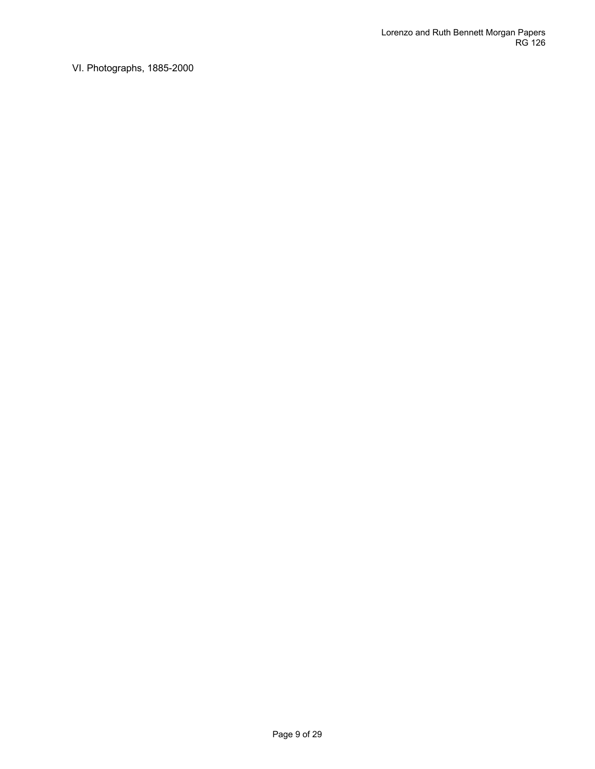VI. Photographs, 1885-2000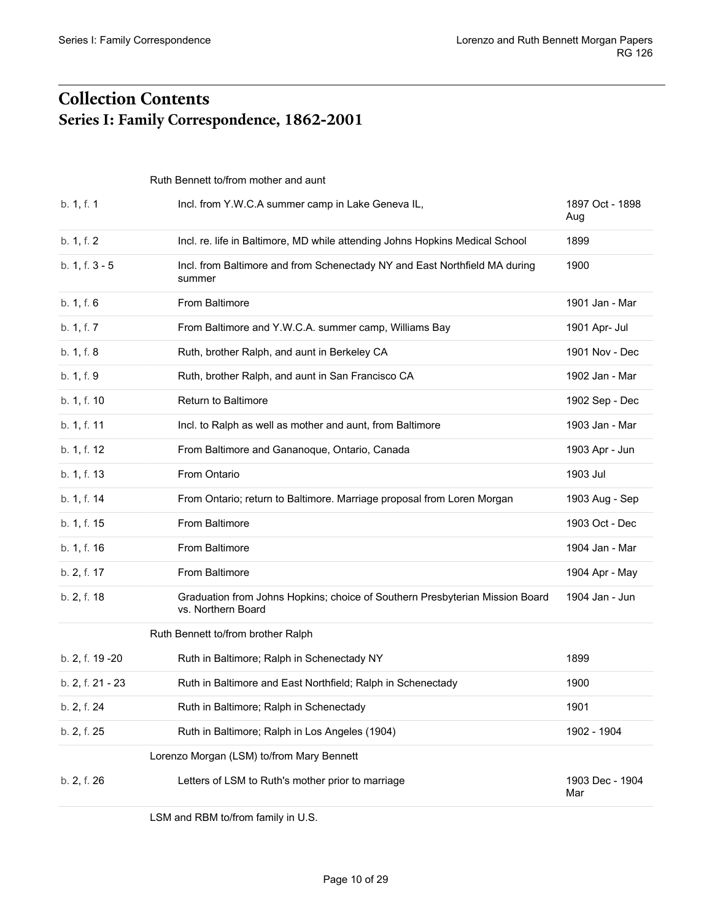# Collection Contents

## Series I: Family Correspondence, 1862-2001

| Box/Folder | Description | Date |
|---|---|---|
| | Ruth Bennett to/from mother and aunt | |
| b. 1, f. 1 | Incl. from Y.W.C.A summer camp in Lake Geneva IL, | 1897 Oct - 1898 Aug |
| b. 1, f. 2 | Incl. re. life in Baltimore, MD while attending Johns Hopkins Medical School | 1899 |
| b. 1, f. 3 - 5 | Incl. from Baltimore and from Schenectady NY and East Northfield MA during summer | 1900 |
| b. 1, f. 6 | From Baltimore | 1901 Jan - Mar |
| b. 1, f. 7 | From Baltimore and Y.W.C.A. summer camp, Williams Bay | 1901 Apr- Jul |
| b. 1, f. 8 | Ruth, brother Ralph, and aunt in Berkeley CA | 1901 Nov - Dec |
| b. 1, f. 9 | Ruth, brother Ralph, and aunt in San Francisco CA | 1902 Jan - Mar |
| b. 1, f. 10 | Return to Baltimore | 1902 Sep - Dec |
| b. 1, f. 11 | Incl. to Ralph as well as mother and aunt, from Baltimore | 1903 Jan - Mar |
| b. 1, f. 12 | From Baltimore and Gananoque, Ontario, Canada | 1903 Apr - Jun |
| b. 1, f. 13 | From Ontario | 1903 Jul |
| b. 1, f. 14 | From Ontario; return to Baltimore. Marriage proposal from Loren Morgan | 1903 Aug - Sep |
| b. 1, f. 15 | From Baltimore | 1903 Oct - Dec |
| b. 1, f. 16 | From Baltimore | 1904 Jan - Mar |
| b. 2, f. 17 | From Baltimore | 1904 Apr - May |
| b. 2, f. 18 | Graduation from Johns Hopkins; choice of Southern Presbyterian Mission Board vs. Northern Board | 1904 Jan - Jun |
| | Ruth Bennett to/from brother Ralph | |
| b. 2, f. 19 -20 | Ruth in Baltimore; Ralph in Schenectady NY | 1899 |
| b. 2, f. 21 - 23 | Ruth in Baltimore and East Northfield; Ralph in Schenectady | 1900 |
| b. 2, f. 24 | Ruth in Baltimore; Ralph in Schenectady | 1901 |
| b. 2, f. 25 | Ruth in Baltimore; Ralph in Los Angeles (1904) | 1902 - 1904 |
| | Lorenzo Morgan (LSM) to/from Mary Bennett | |
| b. 2, f. 26 | Letters of LSM to Ruth's mother prior to marriage | 1903 Dec - 1904 Mar |
| | LSM and RBM to/from family in U.S. | |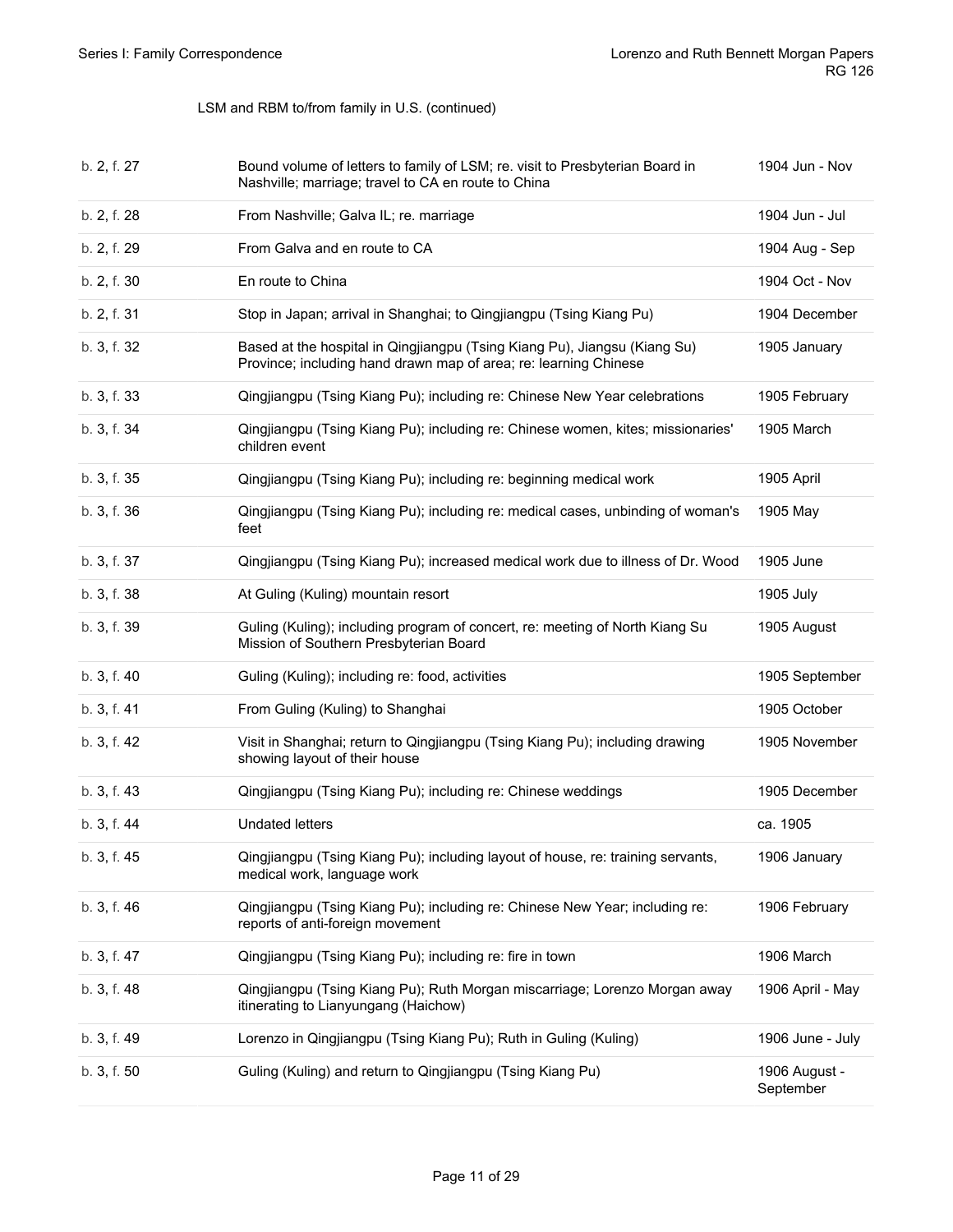LSM and RBM to/from family in U.S. (continued)

| | | |
|---|---|---|
| b. 2, f. 27 | Bound volume of letters to family of LSM; re. visit to Presbyterian Board in Nashville; marriage; travel to CA en route to China | 1904 Jun - Nov |
| b. 2, f. 28 | From Nashville; Galva IL; re. marriage | 1904 Jun - Jul |
| b. 2, f. 29 | From Galva and en route to CA | 1904 Aug - Sep |
| b. 2, f. 30 | En route to China | 1904 Oct - Nov |
| b. 2, f. 31 | Stop in Japan; arrival in Shanghai; to Qingjiangpu (Tsing Kiang Pu) | 1904 December |
| b. 3, f. 32 | Based at the hospital in Qingjiangpu (Tsing Kiang Pu), Jiangsu (Kiang Su) Province; including hand drawn map of area; re: learning Chinese | 1905 January |
| b. 3, f. 33 | Qingjiangpu (Tsing Kiang Pu); including re: Chinese New Year celebrations | 1905 February |
| b. 3, f. 34 | Qingjiangpu (Tsing Kiang Pu); including re: Chinese women, kites; missionaries' children event | 1905 March |
| b. 3, f. 35 | Qingjiangpu (Tsing Kiang Pu); including re: beginning medical work | 1905 April |
| b. 3, f. 36 | Qingjiangpu (Tsing Kiang Pu); including re: medical cases, unbinding of woman's feet | 1905 May |
| b. 3, f. 37 | Qingjiangpu (Tsing Kiang Pu); increased medical work due to illness of Dr. Wood | 1905 June |
| b. 3, f. 38 | At Guling (Kuling) mountain resort | 1905 July |
| b. 3, f. 39 | Guling (Kuling); including program of concert, re: meeting of North Kiang Su Mission of Southern Presbyterian Board | 1905 August |
| b. 3, f. 40 | Guling (Kuling); including re: food, activities | 1905 September |
| b. 3, f. 41 | From Guling (Kuling) to Shanghai | 1905 October |
| b. 3, f. 42 | Visit in Shanghai; return to Qingjiangpu (Tsing Kiang Pu); including drawing showing layout of their house | 1905 November |
| b. 3, f. 43 | Qingjiangpu (Tsing Kiang Pu); including re: Chinese weddings | 1905 December |
| b. 3, f. 44 | Undated letters | ca. 1905 |
| b. 3, f. 45 | Qingjiangpu (Tsing Kiang Pu); including layout of house, re: training servants, medical work, language work | 1906 January |
| b. 3, f. 46 | Qingjiangpu (Tsing Kiang Pu); including re: Chinese New Year; including re: reports of anti-foreign movement | 1906 February |
| b. 3, f. 47 | Qingjiangpu (Tsing Kiang Pu); including re: fire in town | 1906 March |
| b. 3, f. 48 | Qingjiangpu (Tsing Kiang Pu); Ruth Morgan miscarriage; Lorenzo Morgan away itinerating to Lianyungang (Haichow) | 1906 April - May |
| b. 3, f. 49 | Lorenzo in Qingjiangpu (Tsing Kiang Pu); Ruth in Guling (Kuling) | 1906 June - July |
| b. 3, f. 50 | Guling (Kuling) and return to Qingjiangpu (Tsing Kiang Pu) | 1906 August - September |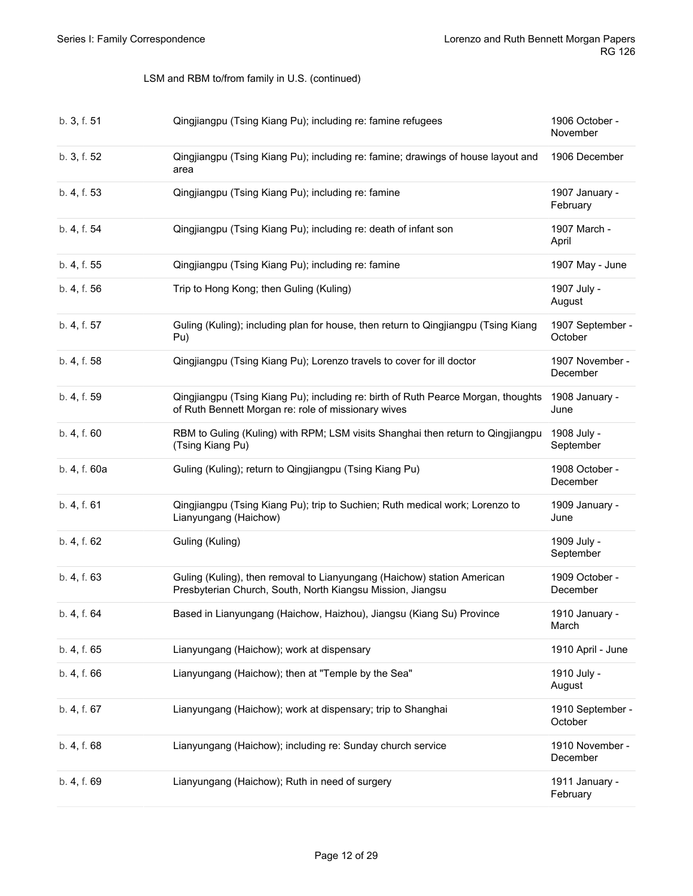LSM and RBM to/from family in U.S. (continued)

| | | |
|---|---|---|
| b. 3, f. 51 | Qingjiangpu (Tsing Kiang Pu); including re: famine refugees | 1906 October - November |
| b. 3, f. 52 | Qingjiangpu (Tsing Kiang Pu); including re: famine; drawings of house layout and area | 1906 December |
| b. 4, f. 53 | Qingjiangpu (Tsing Kiang Pu); including re: famine | 1907 January - February |
| b. 4, f. 54 | Qingjiangpu (Tsing Kiang Pu); including re: death of infant son | 1907 March - April |
| b. 4, f. 55 | Qingjiangpu (Tsing Kiang Pu); including re: famine | 1907 May - June |
| b. 4, f. 56 | Trip to Hong Kong; then Guling (Kuling) | 1907 July - August |
| b. 4, f. 57 | Guling (Kuling); including plan for house, then return to Qingjiangpu (Tsing Kiang Pu) | 1907 September - October |
| b. 4, f. 58 | Qingjiangpu (Tsing Kiang Pu); Lorenzo travels to cover for ill doctor | 1907 November - December |
| b. 4, f. 59 | Qingjiangpu (Tsing Kiang Pu); including re: birth of Ruth Pearce Morgan, thoughts of Ruth Bennett Morgan re: role of missionary wives | 1908 January - June |
| b. 4, f. 60 | RBM to Guling (Kuling) with RPM; LSM visits Shanghai then return to Qingjiangpu (Tsing Kiang Pu) | 1908 July - September |
| b. 4, f. 60a | Guling (Kuling); return to Qingjiangpu (Tsing Kiang Pu) | 1908 October - December |
| b. 4, f. 61 | Qingjiangpu (Tsing Kiang Pu); trip to Suchien; Ruth medical work; Lorenzo to Lianyungang (Haichow) | 1909 January - June |
| b. 4, f. 62 | Guling (Kuling) | 1909 July - September |
| b. 4, f. 63 | Guling (Kuling), then removal to Lianyungang (Haichow) station American Presbyterian Church, South, North Kiangsu Mission, Jiangsu | 1909 October - December |
| b. 4, f. 64 | Based in Lianyungang (Haichow, Haizhou), Jiangsu (Kiang Su) Province | 1910 January - March |
| b. 4, f. 65 | Lianyungang (Haichow); work at dispensary | 1910 April - June |
| b. 4, f. 66 | Lianyungang (Haichow); then at "Temple by the Sea" | 1910 July - August |
| b. 4, f. 67 | Lianyungang (Haichow); work at dispensary; trip to Shanghai | 1910 September - October |
| b. 4, f. 68 | Lianyungang (Haichow); including re: Sunday church service | 1910 November - December |
| b. 4, f. 69 | Lianyungang (Haichow); Ruth in need of surgery | 1911 January - February |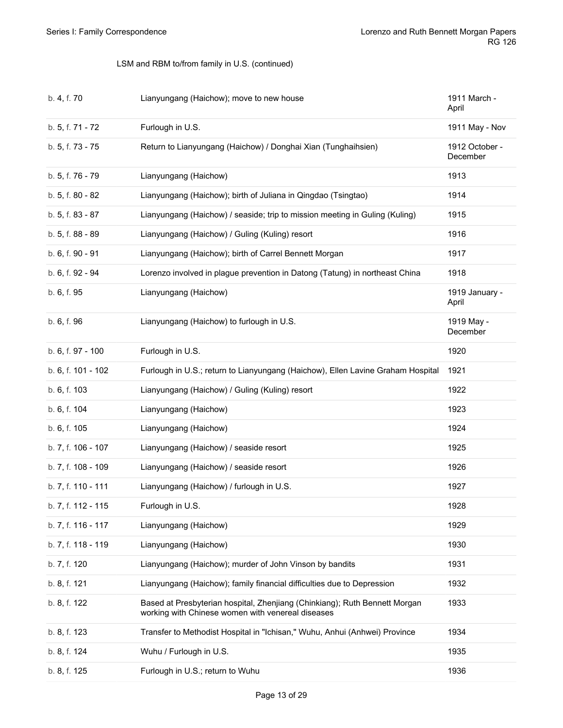LSM and RBM to/from family in U.S. (continued)

| | | |
|---|---|---|
| b. 4, f. 70 | Lianyungang (Haichow); move to new house | 1911 March - April |
| b. 5, f. 71 - 72 | Furlough in U.S. | 1911 May - Nov |
| b. 5, f. 73 - 75 | Return to Lianyungang (Haichow) / Donghai Xian (Tunghaihsien) | 1912 October - December |
| b. 5, f. 76 - 79 | Lianyungang (Haichow) | 1913 |
| b. 5, f. 80 - 82 | Lianyungang (Haichow); birth of Juliana in Qingdao (Tsingtao) | 1914 |
| b. 5, f. 83 - 87 | Lianyungang (Haichow) / seaside; trip to mission meeting in Guling (Kuling) | 1915 |
| b. 5, f. 88 - 89 | Lianyungang (Haichow) / Guling (Kuling) resort | 1916 |
| b. 6, f. 90 - 91 | Lianyungang (Haichow); birth of Carrel Bennett Morgan | 1917 |
| b. 6, f. 92 - 94 | Lorenzo involved in plague prevention in Datong (Tatung) in northeast China | 1918 |
| b. 6, f. 95 | Lianyungang (Haichow) | 1919 January - April |
| b. 6, f. 96 | Lianyungang (Haichow) to furlough in U.S. | 1919 May - December |
| b. 6, f. 97 - 100 | Furlough in U.S. | 1920 |
| b. 6, f. 101 - 102 | Furlough in U.S.; return to Lianyungang (Haichow), Ellen Lavine Graham Hospital | 1921 |
| b. 6, f. 103 | Lianyungang (Haichow) / Guling (Kuling) resort | 1922 |
| b. 6, f. 104 | Lianyungang (Haichow) | 1923 |
| b. 6, f. 105 | Lianyungang (Haichow) | 1924 |
| b. 7, f. 106 - 107 | Lianyungang (Haichow) / seaside resort | 1925 |
| b. 7, f. 108 - 109 | Lianyungang (Haichow) / seaside resort | 1926 |
| b. 7, f. 110 - 111 | Lianyungang (Haichow) / furlough in U.S. | 1927 |
| b. 7, f. 112 - 115 | Furlough in U.S. | 1928 |
| b. 7, f. 116 - 117 | Lianyungang (Haichow) | 1929 |
| b. 7, f. 118 - 119 | Lianyungang (Haichow) | 1930 |
| b. 7, f. 120 | Lianyungang (Haichow); murder of John Vinson by bandits | 1931 |
| b. 8, f. 121 | Lianyungang (Haichow); family financial difficulties due to Depression | 1932 |
| b. 8, f. 122 | Based at Presbyterian hospital, Zhenjiang (Chinkiang); Ruth Bennett Morgan working with Chinese women with venereal diseases | 1933 |
| b. 8, f. 123 | Transfer to Methodist Hospital in "Ichisan," Wuhu, Anhui (Anhwei) Province | 1934 |
| b. 8, f. 124 | Wuhu / Furlough in U.S. | 1935 |
| b. 8, f. 125 | Furlough in U.S.; return to Wuhu | 1936 |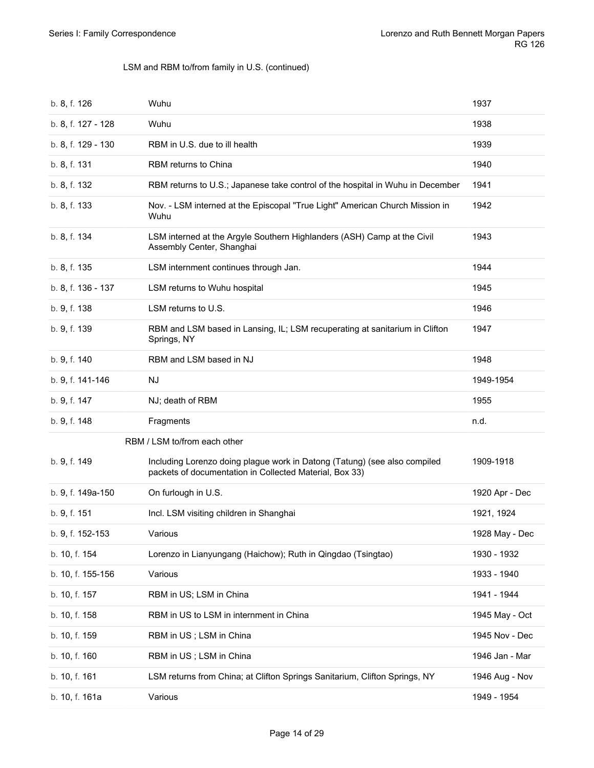LSM and RBM to/from family in U.S. (continued)

| | | |
|---|---|---|
| b. 8, f. 126 | Wuhu | 1937 |
| b. 8, f. 127 - 128 | Wuhu | 1938 |
| b. 8, f. 129 - 130 | RBM in U.S. due to ill health | 1939 |
| b. 8, f. 131 | RBM returns to China | 1940 |
| b. 8, f. 132 | RBM returns to U.S.; Japanese take control of the hospital in Wuhu in December | 1941 |
| b. 8, f. 133 | Nov. - LSM interned at the Episcopal "True Light" American Church Mission in Wuhu | 1942 |
| b. 8, f. 134 | LSM interned at the Argyle Southern Highlanders (ASH) Camp at the Civil Assembly Center, Shanghai | 1943 |
| b. 8, f. 135 | LSM internment continues through Jan. | 1944 |
| b. 8, f. 136 - 137 | LSM returns to Wuhu hospital | 1945 |
| b. 9, f. 138 | LSM returns to U.S. | 1946 |
| b. 9, f. 139 | RBM and LSM based in Lansing, IL; LSM recuperating at sanitarium in Clifton Springs, NY | 1947 |
| b. 9, f. 140 | RBM and LSM based in NJ | 1948 |
| b. 9, f. 141-146 | NJ | 1949-1954 |
| b. 9, f. 147 | NJ; death of RBM | 1955 |
| b. 9, f. 148 | Fragments | n.d. |

RBM / LSM to/from each other

| | | |
|---|---|---|
| b. 9, f. 149 | Including Lorenzo doing plague work in Datong (Tatung) (see also compiled packets of documentation in Collected Material, Box 33) | 1909-1918 |
| b. 9, f. 149a-150 | On furlough in U.S. | 1920 Apr - Dec |
| b. 9, f. 151 | Incl. LSM visiting children in Shanghai | 1921, 1924 |
| b. 9, f. 152-153 | Various | 1928 May - Dec |
| b. 10, f. 154 | Lorenzo in Lianyungang (Haichow); Ruth in Qingdao (Tsingtao) | 1930 - 1932 |
| b. 10, f. 155-156 | Various | 1933 - 1940 |
| b. 10, f. 157 | RBM in US; LSM in China | 1941 - 1944 |
| b. 10, f. 158 | RBM in US to LSM in internment in China | 1945 May - Oct |
| b. 10, f. 159 | RBM in US ; LSM in China | 1945 Nov - Dec |
| b. 10, f. 160 | RBM in US ; LSM in China | 1946 Jan - Mar |
| b. 10, f. 161 | LSM returns from China; at Clifton Springs Sanitarium, Clifton Springs, NY | 1946 Aug - Nov |
| b. 10, f. 161a | Various | 1949 - 1954 |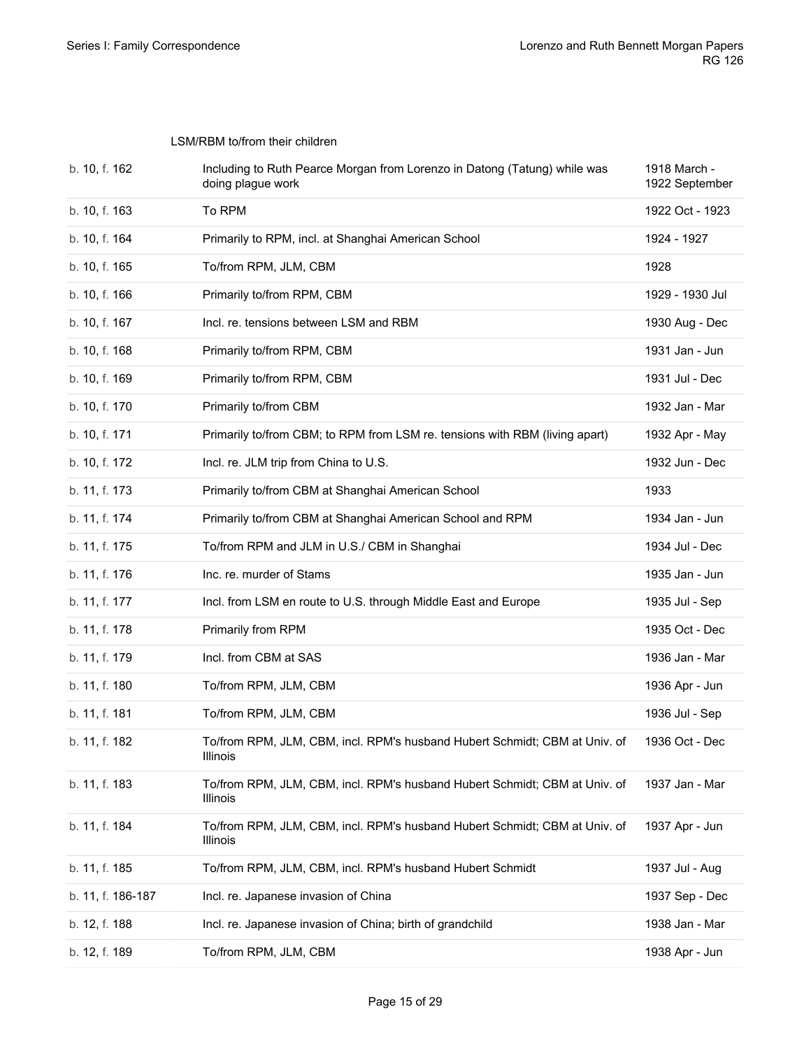LSM/RBM to/from their children

| | | |
|---|---|---|
| b. 10, f. 162 | Including to Ruth Pearce Morgan from Lorenzo in Datong (Tatung) while was doing plague work | 1918 March - 1922 September |
| b. 10, f. 163 | To RPM | 1922 Oct - 1923 |
| b. 10, f. 164 | Primarily to RPM, incl. at Shanghai American School | 1924 - 1927 |
| b. 10, f. 165 | To/from RPM, JLM, CBM | 1928 |
| b. 10, f. 166 | Primarily to/from RPM, CBM | 1929 - 1930 Jul |
| b. 10, f. 167 | Incl. re. tensions between LSM and RBM | 1930 Aug - Dec |
| b. 10, f. 168 | Primarily to/from RPM, CBM | 1931 Jan - Jun |
| b. 10, f. 169 | Primarily to/from RPM, CBM | 1931 Jul - Dec |
| b. 10, f. 170 | Primarily to/from CBM | 1932 Jan - Mar |
| b. 10, f. 171 | Primarily to/from CBM; to RPM from LSM re. tensions with RBM (living apart) | 1932 Apr - May |
| b. 10, f. 172 | Incl. re. JLM trip from China to U.S. | 1932 Jun - Dec |
| b. 11, f. 173 | Primarily to/from CBM at Shanghai American School | 1933 |
| b. 11, f. 174 | Primarily to/from CBM at Shanghai American School and RPM | 1934 Jan - Jun |
| b. 11, f. 175 | To/from RPM and JLM in U.S./ CBM in Shanghai | 1934 Jul - Dec |
| b. 11, f. 176 | Inc. re. murder of Stams | 1935 Jan - Jun |
| b. 11, f. 177 | Incl. from LSM en route to U.S. through Middle East and Europe | 1935 Jul - Sep |
| b. 11, f. 178 | Primarily from RPM | 1935 Oct - Dec |
| b. 11, f. 179 | Incl. from CBM at SAS | 1936 Jan - Mar |
| b. 11, f. 180 | To/from RPM, JLM, CBM | 1936 Apr - Jun |
| b. 11, f. 181 | To/from RPM, JLM, CBM | 1936 Jul - Sep |
| b. 11, f. 182 | To/from RPM, JLM, CBM, incl. RPM's husband Hubert Schmidt; CBM at Univ. of Illinois | 1936 Oct - Dec |
| b. 11, f. 183 | To/from RPM, JLM, CBM, incl. RPM's husband Hubert Schmidt; CBM at Univ. of Illinois | 1937 Jan - Mar |
| b. 11, f. 184 | To/from RPM, JLM, CBM, incl. RPM's husband Hubert Schmidt; CBM at Univ. of Illinois | 1937 Apr - Jun |
| b. 11, f. 185 | To/from RPM, JLM, CBM, incl. RPM's husband Hubert Schmidt | 1937 Jul - Aug |
| b. 11, f. 186-187 | Incl. re. Japanese invasion of China | 1937 Sep - Dec |
| b. 12, f. 188 | Incl. re. Japanese invasion of China; birth of grandchild | 1938 Jan - Mar |
| b. 12, f. 189 | To/from RPM, JLM, CBM | 1938 Apr - Jun |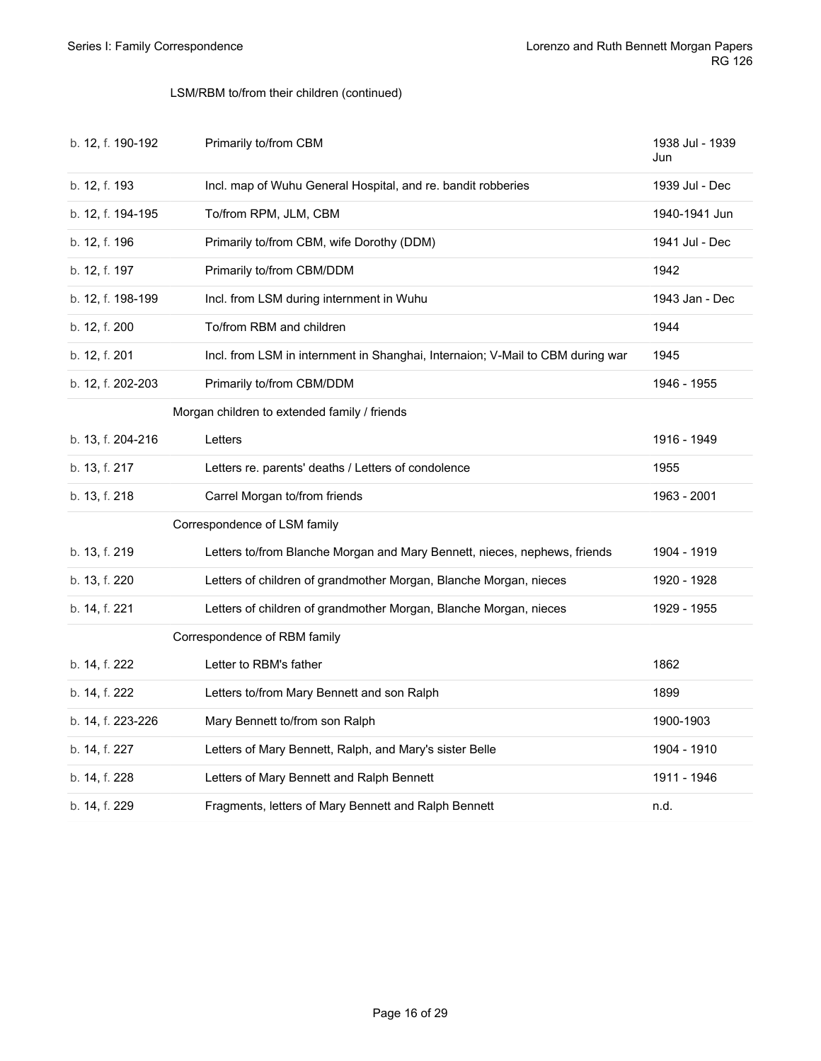LSM/RBM to/from their children (continued)

| | | |
|---|---|---|
| b. 12, f. 190-192 | Primarily to/from CBM | 1938 Jul - 1939 Jun |
| b. 12, f. 193 | Incl. map of Wuhu General Hospital, and re. bandit robberies | 1939 Jul - Dec |
| b. 12, f. 194-195 | To/from RPM, JLM, CBM | 1940-1941 Jun |
| b. 12, f. 196 | Primarily to/from CBM, wife Dorothy (DDM) | 1941 Jul - Dec |
| b. 12, f. 197 | Primarily to/from CBM/DDM | 1942 |
| b. 12, f. 198-199 | Incl. from LSM during internment in Wuhu | 1943 Jan - Dec |
| b. 12, f. 200 | To/from RBM and children | 1944 |
| b. 12, f. 201 | Incl. from LSM in internment in Shanghai, Internaion; V-Mail to CBM during war | 1945 |
| b. 12, f. 202-203 | Primarily to/from CBM/DDM | 1946 - 1955 |
| | **Morgan children to extended family / friends** | |
| b. 13, f. 204-216 | Letters | 1916 - 1949 |
| b. 13, f. 217 | Letters re. parents' deaths / Letters of condolence | 1955 |
| b. 13, f. 218 | Carrel Morgan to/from friends | 1963 - 2001 |
| | **Correspondence of LSM family** | |
| b. 13, f. 219 | Letters to/from Blanche Morgan and Mary Bennett, nieces, nephews, friends | 1904 - 1919 |
| b. 13, f. 220 | Letters of children of grandmother Morgan, Blanche Morgan, nieces | 1920 - 1928 |
| b. 14, f. 221 | Letters of children of grandmother Morgan, Blanche Morgan, nieces | 1929 - 1955 |
| | **Correspondence of RBM family** | |
| b. 14, f. 222 | Letter to RBM's father | 1862 |
| b. 14, f. 222 | Letters to/from Mary Bennett and son Ralph | 1899 |
| b. 14, f. 223-226 | Mary Bennett to/from son Ralph | 1900-1903 |
| b. 14, f. 227 | Letters of Mary Bennett, Ralph, and Mary's sister Belle | 1904 - 1910 |
| b. 14, f. 228 | Letters of Mary Bennett and Ralph Bennett | 1911 - 1946 |
| b. 14, f. 229 | Fragments, letters of Mary Bennett and Ralph Bennett | n.d. |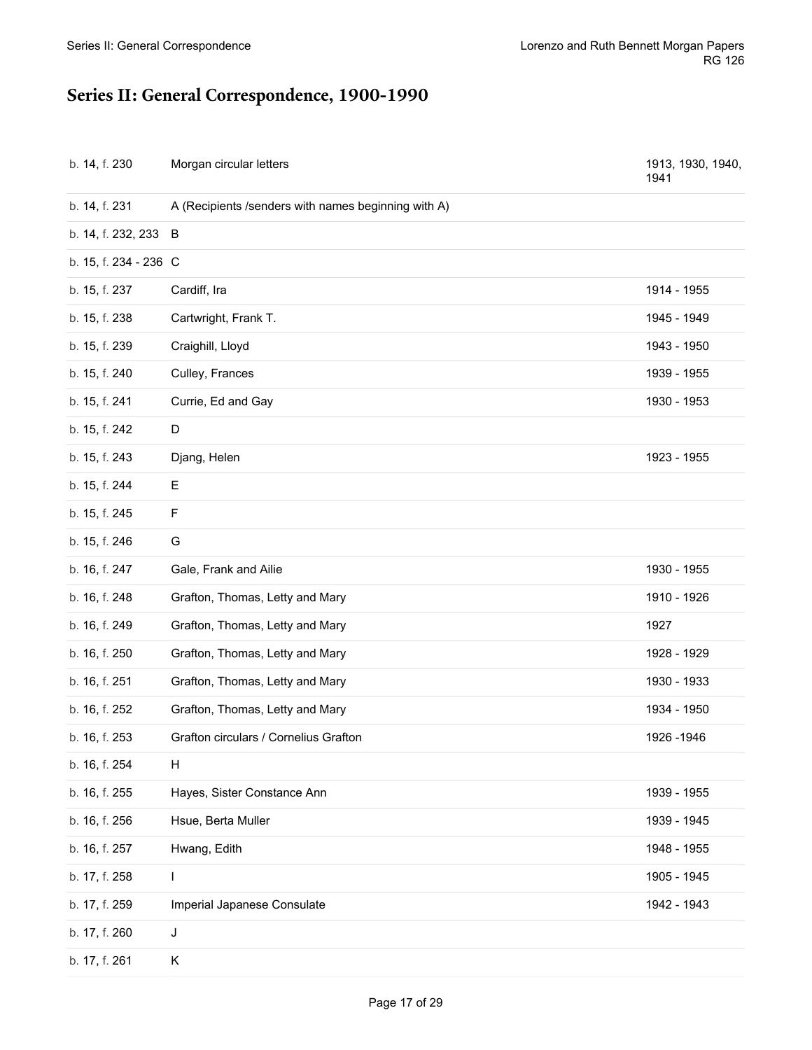# Series II: General Correspondence, 1900-1990

| | | |
|---|---|---|
| b. 14, f. 230 | Morgan circular letters | 1913, 1930, 1940, 1941 |
| b. 14, f. 231 | A (Recipients /senders with names beginning with A) | |
| b. 14, f. 232, 233 | B | |
| b. 15, f. 234 - 236 | C | |
| b. 15, f. 237 | Cardiff, Ira | 1914 - 1955 |
| b. 15, f. 238 | Cartwright, Frank T. | 1945 - 1949 |
| b. 15, f. 239 | Craighill, Lloyd | 1943 - 1950 |
| b. 15, f. 240 | Culley, Frances | 1939 - 1955 |
| b. 15, f. 241 | Currie, Ed and Gay | 1930 - 1953 |
| b. 15, f. 242 | D | |
| b. 15, f. 243 | Djang, Helen | 1923 - 1955 |
| b. 15, f. 244 | E | |
| b. 15, f. 245 | F | |
| b. 15, f. 246 | G | |
| b. 16, f. 247 | Gale, Frank and Ailie | 1930 - 1955 |
| b. 16, f. 248 | Grafton, Thomas, Letty and Mary | 1910 - 1926 |
| b. 16, f. 249 | Grafton, Thomas, Letty and Mary | 1927 |
| b. 16, f. 250 | Grafton, Thomas, Letty and Mary | 1928 - 1929 |
| b. 16, f. 251 | Grafton, Thomas, Letty and Mary | 1930 - 1933 |
| b. 16, f. 252 | Grafton, Thomas, Letty and Mary | 1934 - 1950 |
| b. 16, f. 253 | Grafton circulars / Cornelius Grafton | 1926 -1946 |
| b. 16, f. 254 | H | |
| b. 16, f. 255 | Hayes, Sister Constance Ann | 1939 - 1955 |
| b. 16, f. 256 | Hsue, Berta Muller | 1939 - 1945 |
| b. 16, f. 257 | Hwang, Edith | 1948 - 1955 |
| b. 17, f. 258 | I | 1905 - 1945 |
| b. 17, f. 259 | Imperial Japanese Consulate | 1942 - 1943 |
| b. 17, f. 260 | J | |
| b. 17, f. 261 | K | |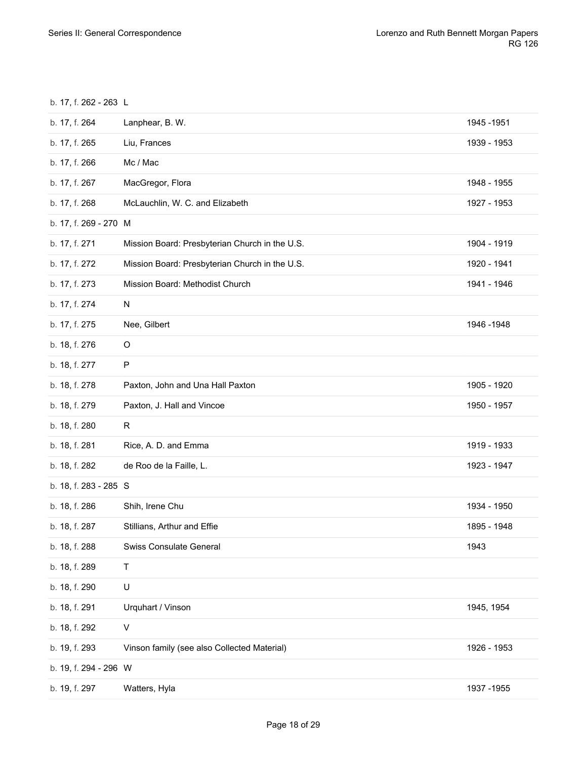| | | |
|---|---|---|
| b. 17, f. 262 - 263 | L | |
| b. 17, f. 264 | Lanphear, B. W. | 1945 -1951 |
| b. 17, f. 265 | Liu, Frances | 1939 - 1953 |
| b. 17, f. 266 | Mc / Mac | |
| b. 17, f. 267 | MacGregor, Flora | 1948 - 1955 |
| b. 17, f. 268 | McLauchlin, W. C. and Elizabeth | 1927 - 1953 |
| b. 17, f. 269 - 270 | M | |
| b. 17, f. 271 | Mission Board: Presbyterian Church in the U.S. | 1904 - 1919 |
| b. 17, f. 272 | Mission Board: Presbyterian Church in the U.S. | 1920 - 1941 |
| b. 17, f. 273 | Mission Board: Methodist Church | 1941 - 1946 |
| b. 17, f. 274 | N | |
| b. 17, f. 275 | Nee, Gilbert | 1946 -1948 |
| b. 18, f. 276 | O | |
| b. 18, f. 277 | P | |
| b. 18, f. 278 | Paxton, John and Una Hall Paxton | 1905 - 1920 |
| b. 18, f. 279 | Paxton, J. Hall and Vincoe | 1950 - 1957 |
| b. 18, f. 280 | R | |
| b. 18, f. 281 | Rice, A. D. and Emma | 1919 - 1933 |
| b. 18, f. 282 | de Roo de la Faille, L. | 1923 - 1947 |
| b. 18, f. 283 - 285 | S | |
| b. 18, f. 286 | Shih, Irene Chu | 1934 - 1950 |
| b. 18, f. 287 | Stillians, Arthur and Effie | 1895 - 1948 |
| b. 18, f. 288 | Swiss Consulate General | 1943 |
| b. 18, f. 289 | T | |
| b. 18, f. 290 | U | |
| b. 18, f. 291 | Urquhart / Vinson | 1945, 1954 |
| b. 18, f. 292 | V | |
| b. 19, f. 293 | Vinson family (see also Collected Material) | 1926 - 1953 |
| b. 19, f. 294 - 296 | W | |
| b. 19, f. 297 | Watters, Hyla | 1937 -1955 |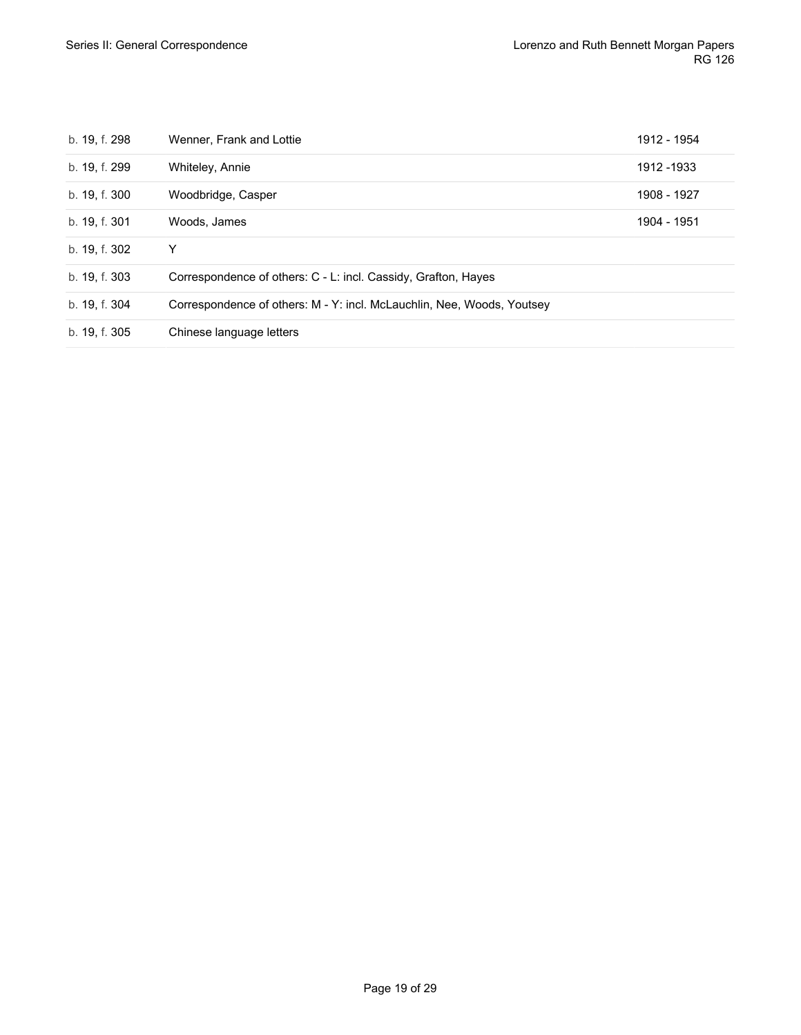| | | |
|---|---|---|
| b. 19, f. 298 | Wenner, Frank and Lottie | 1912 - 1954 |
| b. 19, f. 299 | Whiteley, Annie | 1912 -1933 |
| b. 19, f. 300 | Woodbridge, Casper | 1908 - 1927 |
| b. 19, f. 301 | Woods, James | 1904 - 1951 |
| b. 19, f. 302 | Y | |
| b. 19, f. 303 | Correspondence of others: C - L: incl. Cassidy, Grafton, Hayes | |
| b. 19, f. 304 | Correspondence of others: M - Y: incl. McLauchlin, Nee, Woods, Youtsey | |
| b. 19, f. 305 | Chinese language letters | |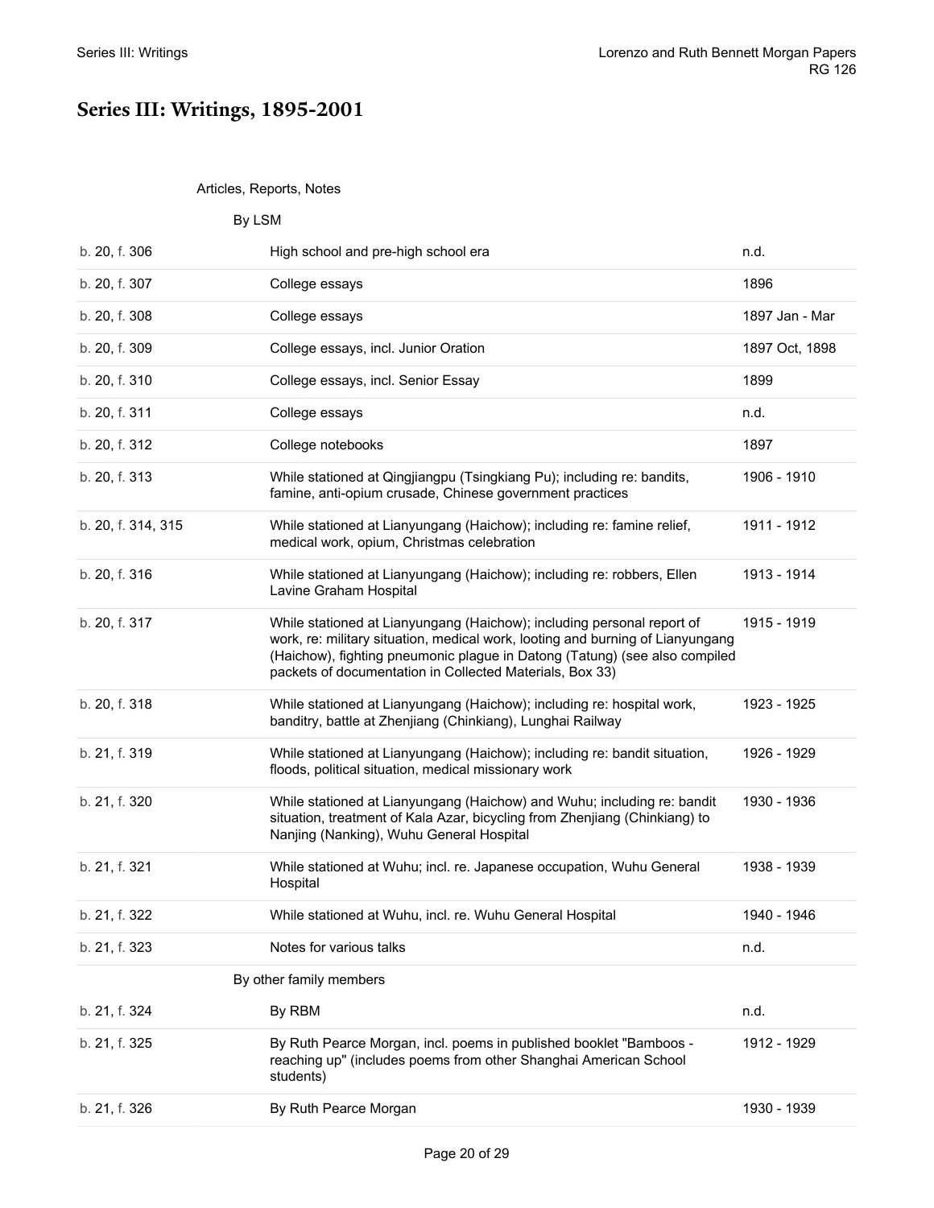# Series III: Writings, 1895-2001

Articles, Reports, Notes

By LSM

| | | |
|---|---|---|
| b. 20, f. 306 | High school and pre-high school era | n.d. |
| b. 20, f. 307 | College essays | 1896 |
| b. 20, f. 308 | College essays | 1897 Jan - Mar |
| b. 20, f. 309 | College essays, incl. Junior Oration | 1897 Oct, 1898 |
| b. 20, f. 310 | College essays, incl. Senior Essay | 1899 |
| b. 20, f. 311 | College essays | n.d. |
| b. 20, f. 312 | College notebooks | 1897 |
| b. 20, f. 313 | While stationed at Qingjiangpu (Tsingkiang Pu); including re: bandits, famine, anti-opium crusade, Chinese government practices | 1906 - 1910 |
| b. 20, f. 314, 315 | While stationed at Lianyungang (Haichow); including re: famine relief, medical work, opium, Christmas celebration | 1911 - 1912 |
| b. 20, f. 316 | While stationed at Lianyungang (Haichow); including re: robbers, Ellen Lavine Graham Hospital | 1913 - 1914 |
| b. 20, f. 317 | While stationed at Lianyungang (Haichow); including personal report of work, re: military situation, medical work, looting and burning of Lianyungang (Haichow), fighting pneumonic plague in Datong (Tatung) (see also compiled packets of documentation in Collected Materials, Box 33) | 1915 - 1919 |
| b. 20, f. 318 | While stationed at Lianyungang (Haichow); including re: hospital work, banditry, battle at Zhenjiang (Chinkiang), Lunghai Railway | 1923 - 1925 |
| b. 21, f. 319 | While stationed at Lianyungang (Haichow); including re: bandit situation, floods, political situation, medical missionary work | 1926 - 1929 |
| b. 21, f. 320 | While stationed at Lianyungang (Haichow) and Wuhu; including re: bandit situation, treatment of Kala Azar, bicycling from Zhenjiang (Chinkiang) to Nanjing (Nanking), Wuhu General Hospital | 1930 - 1936 |
| b. 21, f. 321 | While stationed at Wuhu; incl. re. Japanese occupation, Wuhu General Hospital | 1938 - 1939 |
| b. 21, f. 322 | While stationed at Wuhu, incl. re. Wuhu General Hospital | 1940 - 1946 |
| b. 21, f. 323 | Notes for various talks | n.d. |

By other family members

| | | |
|---|---|---|
| b. 21, f. 324 | By RBM | n.d. |
| b. 21, f. 325 | By Ruth Pearce Morgan, incl. poems in published booklet "Bamboos - reaching up" (includes poems from other Shanghai American School students) | 1912 - 1929 |
| b. 21, f. 326 | By Ruth Pearce Morgan | 1930 - 1939 |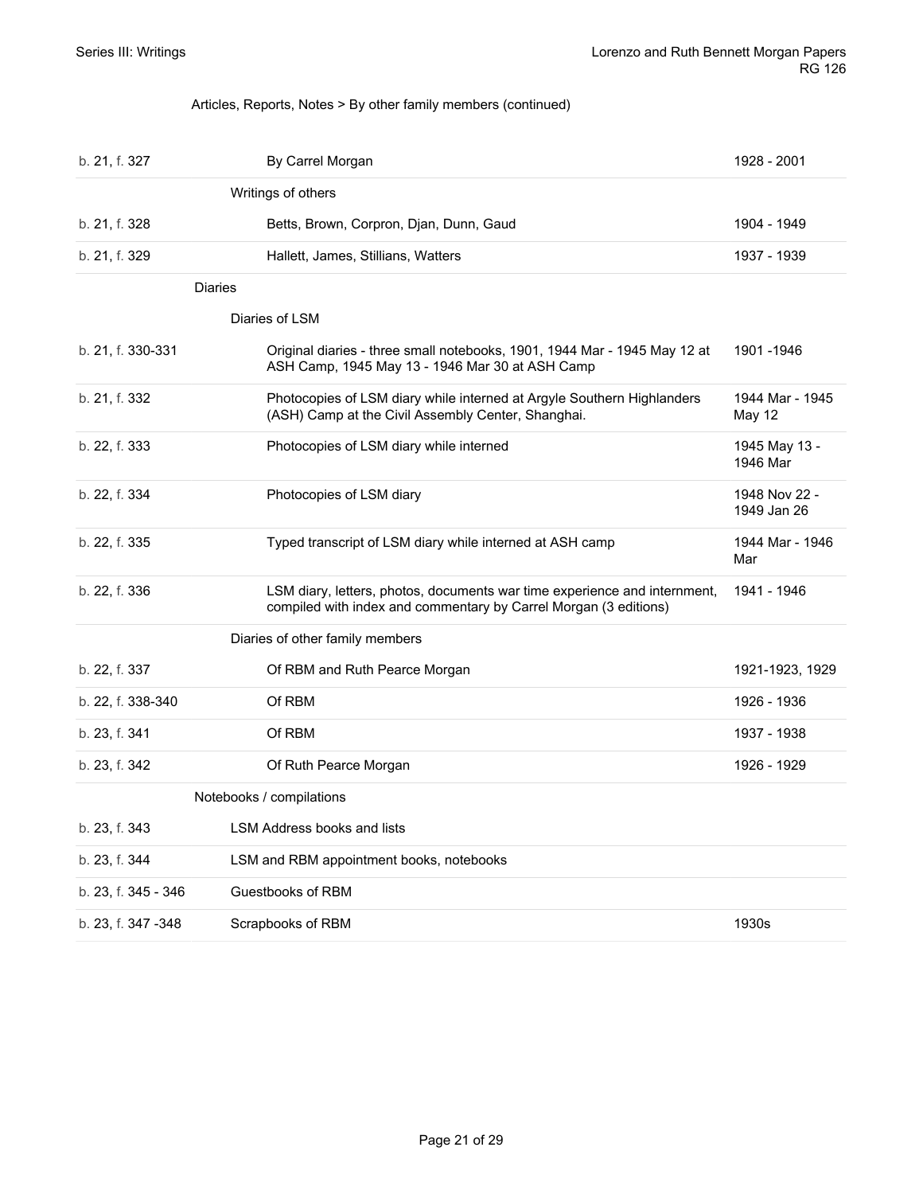Articles, Reports, Notes > By other family members (continued)

| | | |
|---|---|---|
| b. 21, f. 327 | By Carrel Morgan | 1928 - 2001 |
| | **Writings of others** | |
| b. 21, f. 328 | Betts, Brown, Corpron, Djan, Dunn, Gaud | 1904 - 1949 |
| b. 21, f. 329 | Hallett, James, Stillians, Watters | 1937 - 1939 |
| | **Diaries** | |
| | **Diaries of LSM** | |
| b. 21, f. 330-331 | Original diaries - three small notebooks, 1901, 1944 Mar - 1945 May 12 at ASH Camp, 1945 May 13 - 1946 Mar 30 at ASH Camp | 1901 -1946 |
| b. 21, f. 332 | Photocopies of LSM diary while interned at Argyle Southern Highlanders (ASH) Camp at the Civil Assembly Center, Shanghai. | 1944 Mar - 1945 May 12 |
| b. 22, f. 333 | Photocopies of LSM diary while interned | 1945 May 13 - 1946 Mar |
| b. 22, f. 334 | Photocopies of LSM diary | 1948 Nov 22 - 1949 Jan 26 |
| b. 22, f. 335 | Typed transcript of LSM diary while interned at ASH camp | 1944 Mar - 1946 Mar |
| b. 22, f. 336 | LSM diary, letters, photos, documents war time experience and internment, compiled with index and commentary by Carrel Morgan (3 editions) | 1941 - 1946 |
| | **Diaries of other family members** | |
| b. 22, f. 337 | Of RBM and Ruth Pearce Morgan | 1921-1923, 1929 |
| b. 22, f. 338-340 | Of RBM | 1926 - 1936 |
| b. 23, f. 341 | Of RBM | 1937 - 1938 |
| b. 23, f. 342 | Of Ruth Pearce Morgan | 1926 - 1929 |
| | **Notebooks / compilations** | |
| b. 23, f. 343 | LSM Address books and lists | |
| b. 23, f. 344 | LSM and RBM appointment books, notebooks | |
| b. 23, f. 345 - 346 | Guestbooks of RBM | |
| b. 23, f. 347 -348 | Scrapbooks of RBM | 1930s |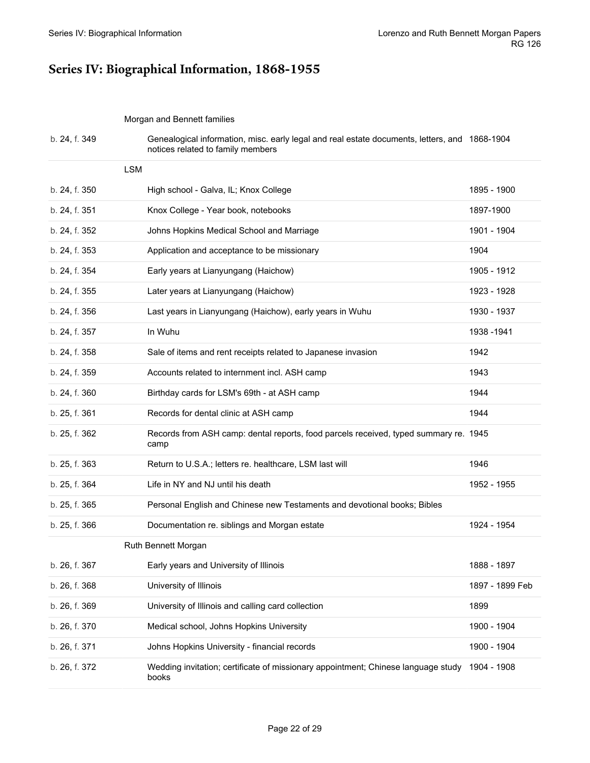# Series IV: Biographical Information, 1868-1955

| Location | Description | Dates |
| --- | --- | --- |
| | Morgan and Bennett families | |
| b. 24, f. 349 | Genealogical information, misc. early legal and real estate documents, letters, and notices related to family members | 1868-1904 |
| | LSM | |
| b. 24, f. 350 | High school - Galva, IL; Knox College | 1895 - 1900 |
| b. 24, f. 351 | Knox College - Year book, notebooks | 1897-1900 |
| b. 24, f. 352 | Johns Hopkins Medical School and Marriage | 1901 - 1904 |
| b. 24, f. 353 | Application and acceptance to be missionary | 1904 |
| b. 24, f. 354 | Early years at Lianyungang (Haichow) | 1905 - 1912 |
| b. 24, f. 355 | Later years at Lianyungang (Haichow) | 1923 - 1928 |
| b. 24, f. 356 | Last years in Lianyungang (Haichow), early years in Wuhu | 1930 - 1937 |
| b. 24, f. 357 | In Wuhu | 1938 -1941 |
| b. 24, f. 358 | Sale of items and rent receipts related to Japanese invasion | 1942 |
| b. 24, f. 359 | Accounts related to internment incl. ASH camp | 1943 |
| b. 24, f. 360 | Birthday cards for LSM's 69th - at ASH camp | 1944 |
| b. 25, f. 361 | Records for dental clinic at ASH camp | 1944 |
| b. 25, f. 362 | Records from ASH camp: dental reports, food parcels received, typed summary re. camp | 1945 |
| b. 25, f. 363 | Return to U.S.A.; letters re. healthcare, LSM last will | 1946 |
| b. 25, f. 364 | Life in NY and NJ until his death | 1952 - 1955 |
| b. 25, f. 365 | Personal English and Chinese new Testaments and devotional books; Bibles | |
| b. 25, f. 366 | Documentation re. siblings and Morgan estate | 1924 - 1954 |
| | Ruth Bennett Morgan | |
| b. 26, f. 367 | Early years and University of Illinois | 1888 - 1897 |
| b. 26, f. 368 | University of Illinois | 1897 - 1899 Feb |
| b. 26, f. 369 | University of Illinois and calling card collection | 1899 |
| b. 26, f. 370 | Medical school, Johns Hopkins University | 1900 - 1904 |
| b. 26, f. 371 | Johns Hopkins University - financial records | 1900 - 1904 |
| b. 26, f. 372 | Wedding invitation; certificate of missionary appointment; Chinese language study books | 1904 - 1908 |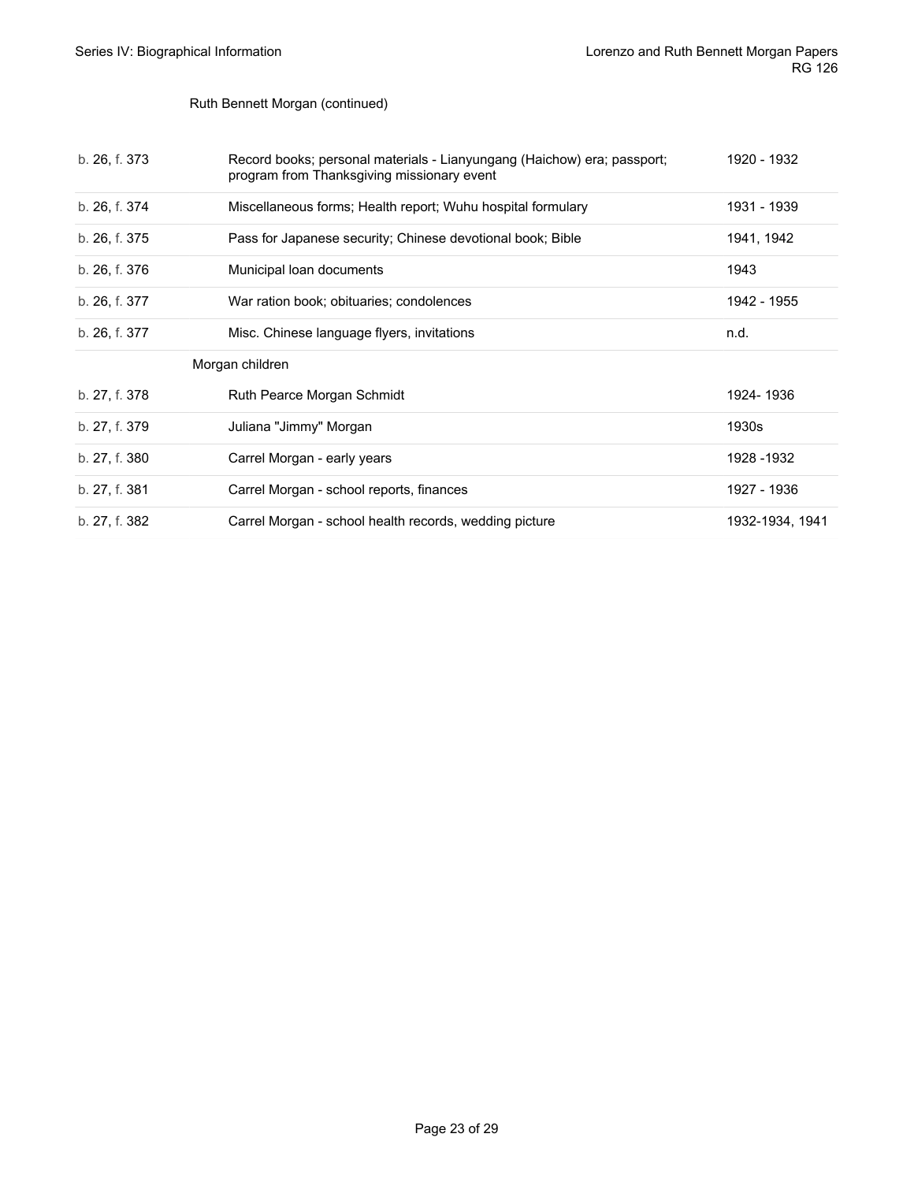Ruth Bennett Morgan (continued)

| | | |
|---|---|---|
| b. 26, f. 373 | Record books; personal materials - Lianyungang (Haichow) era; passport; program from Thanksgiving missionary event | 1920 - 1932 |
| b. 26, f. 374 | Miscellaneous forms; Health report; Wuhu hospital formulary | 1931 - 1939 |
| b. 26, f. 375 | Pass for Japanese security; Chinese devotional book; Bible | 1941, 1942 |
| b. 26, f. 376 | Municipal loan documents | 1943 |
| b. 26, f. 377 | War ration book; obituaries; condolences | 1942 - 1955 |
| b. 26, f. 377 | Misc. Chinese language flyers, invitations | n.d. |

Morgan children

| | | |
|---|---|---|
| b. 27, f. 378 | Ruth Pearce Morgan Schmidt | 1924- 1936 |
| b. 27, f. 379 | Juliana "Jimmy" Morgan | 1930s |
| b. 27, f. 380 | Carrel Morgan - early years | 1928 -1932 |
| b. 27, f. 381 | Carrel Morgan - school reports, finances | 1927 - 1936 |
| b. 27, f. 382 | Carrel Morgan - school health records, wedding picture | 1932-1934, 1941 |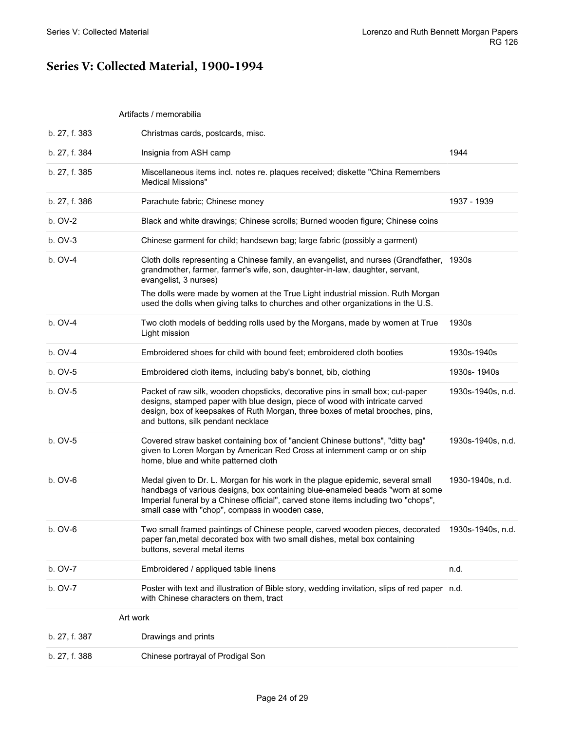## Series V: Collected Material, 1900-1994

| | | |
|---|---|---|
| | Artifacts / memorabilia | |
| b. 27, f. 383 | Christmas cards, postcards, misc. | |
| b. 27, f. 384 | Insignia from ASH camp | 1944 |
| b. 27, f. 385 | Miscellaneous items incl. notes re. plaques received; diskette "China Remembers Medical Missions" | |
| b. 27, f. 386 | Parachute fabric; Chinese money | 1937 - 1939 |
| b. OV-2 | Black and white drawings; Chinese scrolls; Burned wooden figure; Chinese coins | |
| b. OV-3 | Chinese garment for child; handsewn bag; large fabric (possibly a garment) | |
| b. OV-4 | Cloth dolls representing a Chinese family, an evangelist, and nurses (Grandfather, grandmother, farmer, farmer's wife, son, daughter-in-law, daughter, servant, evangelist, 3 nurses)<br><br>The dolls were made by women at the True Light industrial mission. Ruth Morgan used the dolls when giving talks to churches and other organizations in the U.S. | 1930s |
| b. OV-4 | Two cloth models of bedding rolls used by the Morgans, made by women at True Light mission | 1930s |
| b. OV-4 | Embroidered shoes for child with bound feet; embroidered cloth booties | 1930s-1940s |
| b. OV-5 | Embroidered cloth items, including baby's bonnet, bib, clothing | 1930s- 1940s |
| b. OV-5 | Packet of raw silk, wooden chopsticks, decorative pins in small box; cut-paper designs, stamped paper with blue design, piece of wood with intricate carved design, box of keepsakes of Ruth Morgan, three boxes of metal brooches, pins, and buttons, silk pendant necklace | 1930s-1940s, n.d. |
| b. OV-5 | Covered straw basket containing box of "ancient Chinese buttons", "ditty bag" given to Loren Morgan by American Red Cross at internment camp or on ship home, blue and white patterned cloth | 1930s-1940s, n.d. |
| b. OV-6 | Medal given to Dr. L. Morgan for his work in the plague epidemic, several small handbags of various designs, box containing blue-enameled beads "worn at some Imperial funeral by a Chinese official", carved stone items including two "chops", small case with "chop", compass in wooden case, | 1930-1940s, n.d. |
| b. OV-6 | Two small framed paintings of Chinese people, carved wooden pieces, decorated paper fan,metal decorated box with two small dishes, metal box containing buttons, several metal items | 1930s-1940s, n.d. |
| b. OV-7 | Embroidered / appliqued table linens | n.d. |
| b. OV-7 | Poster with text and illustration of Bible story, wedding invitation, slips of red paper with Chinese characters on them, tract | n.d. |
| | Art work | |
| b. 27, f. 387 | Drawings and prints | |
| b. 27, f. 388 | Chinese portrayal of Prodigal Son | |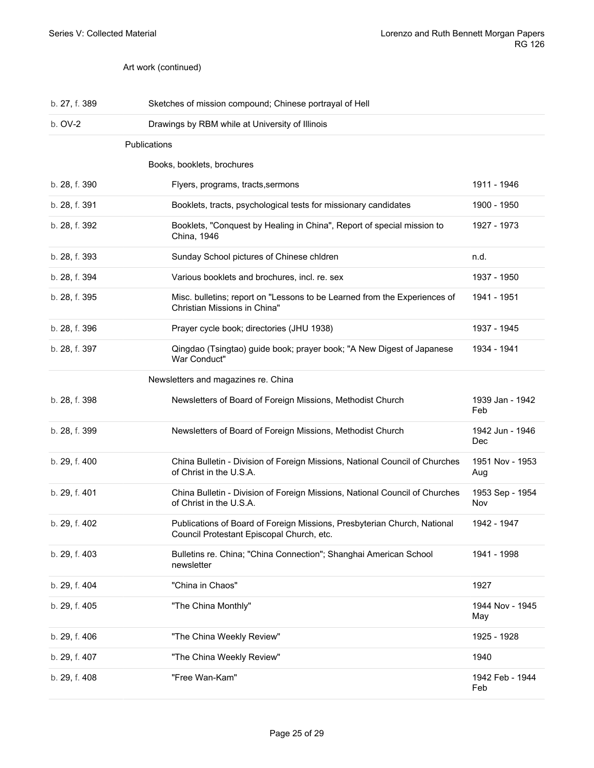Art work (continued)

| | | |
|---|---|---|
| b. 27, f. 389 | Sketches of mission compound; Chinese portrayal of Hell | |
| b. OV-2 | Drawings by RBM while at University of Illinois | |
| | **Publications** | |
| | Books, booklets, brochures | |
| b. 28, f. 390 | Flyers, programs, tracts,sermons | 1911 - 1946 |
| b. 28, f. 391 | Booklets, tracts, psychological tests for missionary candidates | 1900 - 1950 |
| b. 28, f. 392 | Booklets, "Conquest by Healing in China", Report of special mission to China, 1946 | 1927 - 1973 |
| b. 28, f. 393 | Sunday School pictures of Chinese chldren | n.d. |
| b. 28, f. 394 | Various booklets and brochures, incl. re. sex | 1937 - 1950 |
| b. 28, f. 395 | Misc. bulletins; report on "Lessons to be Learned from the Experiences of Christian Missions in China" | 1941 - 1951 |
| b. 28, f. 396 | Prayer cycle book; directories (JHU 1938) | 1937 - 1945 |
| b. 28, f. 397 | Qingdao (Tsingtao) guide book; prayer book; "A New Digest of Japanese War Conduct" | 1934 - 1941 |
| | Newsletters and magazines re. China | |
| b. 28, f. 398 | Newsletters of Board of Foreign Missions, Methodist Church | 1939 Jan - 1942 Feb |
| b. 28, f. 399 | Newsletters of Board of Foreign Missions, Methodist Church | 1942 Jun - 1946 Dec |
| b. 29, f. 400 | China Bulletin - Division of Foreign Missions, National Council of Churches of Christ in the U.S.A. | 1951 Nov - 1953 Aug |
| b. 29, f. 401 | China Bulletin - Division of Foreign Missions, National Council of Churches of Christ in the U.S.A. | 1953 Sep - 1954 Nov |
| b. 29, f. 402 | Publications of Board of Foreign Missions, Presbyterian Church, National Council Protestant Episcopal Church, etc. | 1942 - 1947 |
| b. 29, f. 403 | Bulletins re. China; "China Connection"; Shanghai American School newsletter | 1941 - 1998 |
| b. 29, f. 404 | "China in Chaos" | 1927 |
| b. 29, f. 405 | "The China Monthly" | 1944 Nov - 1945 May |
| b. 29, f. 406 | "The China Weekly Review" | 1925 - 1928 |
| b. 29, f. 407 | "The China Weekly Review" | 1940 |
| b. 29, f. 408 | "Free Wan-Kam" | 1942 Feb - 1944 Feb |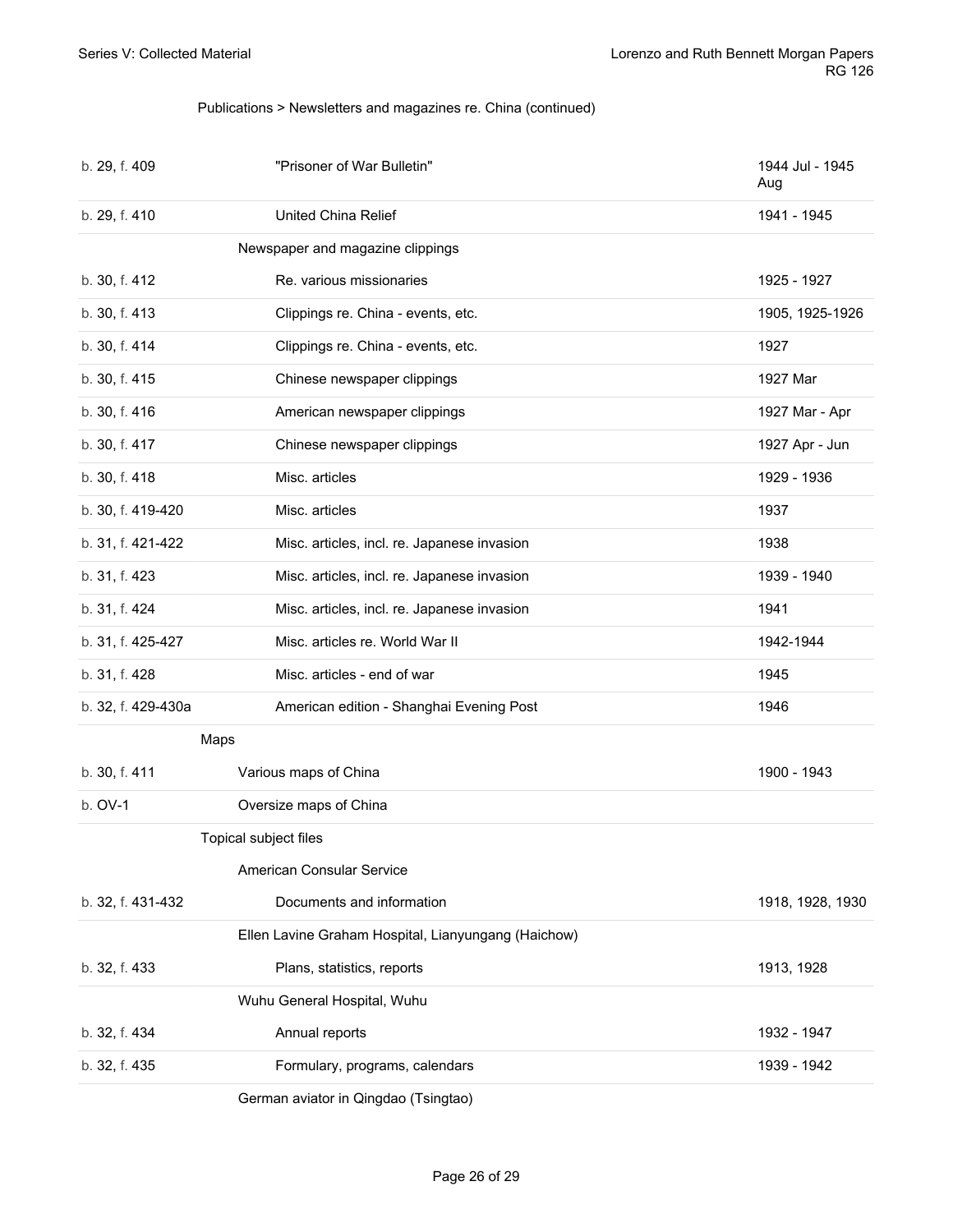Publications > Newsletters and magazines re. China (continued)

| Location | Description | Date |
| --- | --- | --- |
| b. 29, f. 409 | "Prisoner of War Bulletin" | 1944 Jul - 1945 Aug |
| b. 29, f. 410 | United China Relief | 1941 - 1945 |
| | Newspaper and magazine clippings | |
| b. 30, f. 412 | Re. various missionaries | 1925 - 1927 |
| b. 30, f. 413 | Clippings re. China - events, etc. | 1905, 1925-1926 |
| b. 30, f. 414 | Clippings re. China - events, etc. | 1927 |
| b. 30, f. 415 | Chinese newspaper clippings | 1927 Mar |
| b. 30, f. 416 | American newspaper clippings | 1927 Mar - Apr |
| b. 30, f. 417 | Chinese newspaper clippings | 1927 Apr - Jun |
| b. 30, f. 418 | Misc. articles | 1929 - 1936 |
| b. 30, f. 419-420 | Misc. articles | 1937 |
| b. 31, f. 421-422 | Misc. articles, incl. re. Japanese invasion | 1938 |
| b. 31, f. 423 | Misc. articles, incl. re. Japanese invasion | 1939 - 1940 |
| b. 31, f. 424 | Misc. articles, incl. re. Japanese invasion | 1941 |
| b. 31, f. 425-427 | Misc. articles re. World War II | 1942-1944 |
| b. 31, f. 428 | Misc. articles - end of war | 1945 |
| b. 32, f. 429-430a | American edition - Shanghai Evening Post | 1946 |
| | **Maps** | |
| b. 30, f. 411 | Various maps of China | 1900 - 1943 |
| b. OV-1 | Oversize maps of China | |
| | **Topical subject files** | |
| | American Consular Service | |
| b. 32, f. 431-432 | Documents and information | 1918, 1928, 1930 |
| | Ellen Lavine Graham Hospital, Lianyungang (Haichow) | |
| b. 32, f. 433 | Plans, statistics, reports | 1913, 1928 |
| | Wuhu General Hospital, Wuhu | |
| b. 32, f. 434 | Annual reports | 1932 - 1947 |
| b. 32, f. 435 | Formulary, programs, calendars | 1939 - 1942 |
| | German aviator in Qingdao (Tsingtao) | |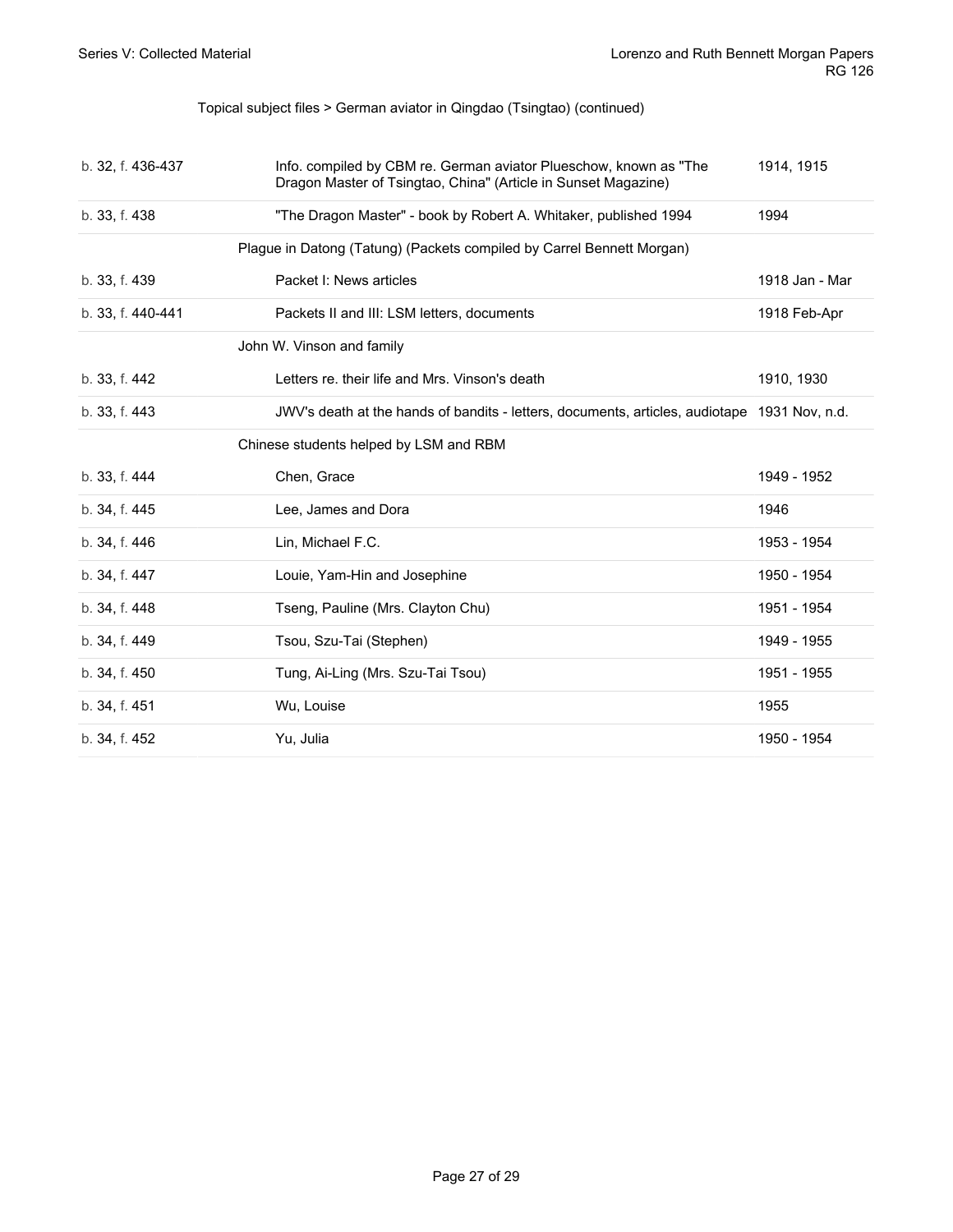Topical subject files > German aviator in Qingdao (Tsingtao) (continued)

| | | |
|---|---|---|
| b. 32, f. 436-437 | Info. compiled by CBM re. German aviator Plueschow, known as "The Dragon Master of Tsingtao, China" (Article in Sunset Magazine) | 1914, 1915 |
| b. 33, f. 438 | "The Dragon Master" - book by Robert A. Whitaker, published 1994 | 1994 |
| | **Plague in Datong (Tatung) (Packets compiled by Carrel Bennett Morgan)** | |
| b. 33, f. 439 | Packet I: News articles | 1918 Jan - Mar |
| b. 33, f. 440-441 | Packets II and III: LSM letters, documents | 1918 Feb-Apr |
| | **John W. Vinson and family** | |
| b. 33, f. 442 | Letters re. their life and Mrs. Vinson's death | 1910, 1930 |
| b. 33, f. 443 | JWV's death at the hands of bandits - letters, documents, articles, audiotape | 1931 Nov, n.d. |
| | **Chinese students helped by LSM and RBM** | |
| b. 33, f. 444 | Chen, Grace | 1949 - 1952 |
| b. 34, f. 445 | Lee, James and Dora | 1946 |
| b. 34, f. 446 | Lin, Michael F.C. | 1953 - 1954 |
| b. 34, f. 447 | Louie, Yam-Hin and Josephine | 1950 - 1954 |
| b. 34, f. 448 | Tseng, Pauline (Mrs. Clayton Chu) | 1951 - 1954 |
| b. 34, f. 449 | Tsou, Szu-Tai (Stephen) | 1949 - 1955 |
| b. 34, f. 450 | Tung, Ai-Ling (Mrs. Szu-Tai Tsou) | 1951 - 1955 |
| b. 34, f. 451 | Wu, Louise | 1955 |
| b. 34, f. 452 | Yu, Julia | 1950 - 1954 |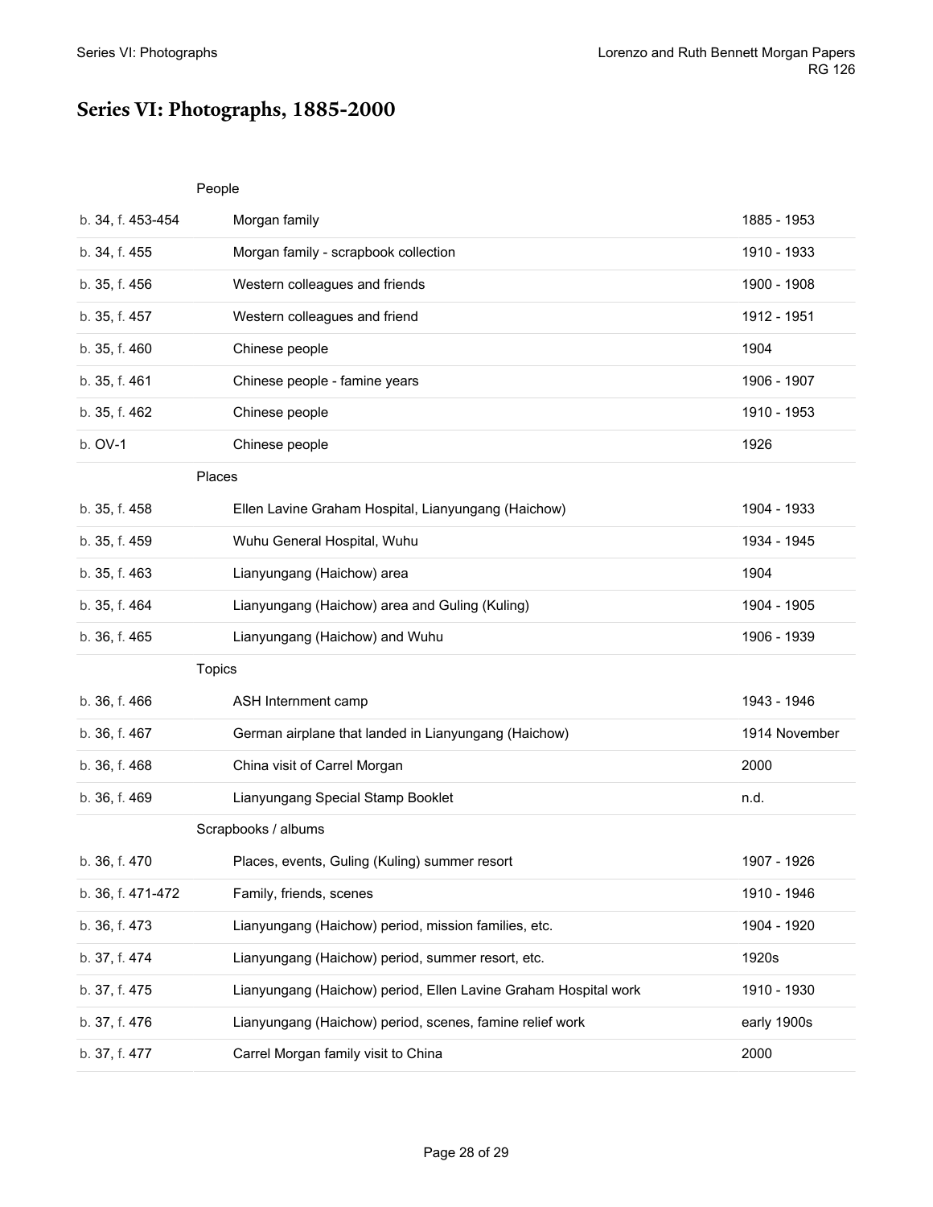# Series VI: Photographs, 1885-2000

| | | |
|---|---|---|
| | **People** | |
| b. 34, f. 453-454 | Morgan family | 1885 - 1953 |
| b. 34, f. 455 | Morgan family - scrapbook collection | 1910 - 1933 |
| b. 35, f. 456 | Western colleagues and friends | 1900 - 1908 |
| b. 35, f. 457 | Western colleagues and friend | 1912 - 1951 |
| b. 35, f. 460 | Chinese people | 1904 |
| b. 35, f. 461 | Chinese people - famine years | 1906 - 1907 |
| b. 35, f. 462 | Chinese people | 1910 - 1953 |
| b. OV-1 | Chinese people | 1926 |
| | **Places** | |
| b. 35, f. 458 | Ellen Lavine Graham Hospital, Lianyungang (Haichow) | 1904 - 1933 |
| b. 35, f. 459 | Wuhu General Hospital, Wuhu | 1934 - 1945 |
| b. 35, f. 463 | Lianyungang (Haichow) area | 1904 |
| b. 35, f. 464 | Lianyungang (Haichow) area and Guling (Kuling) | 1904 - 1905 |
| b. 36, f. 465 | Lianyungang (Haichow) and Wuhu | 1906 - 1939 |
| | **Topics** | |
| b. 36, f. 466 | ASH Internment camp | 1943 - 1946 |
| b. 36, f. 467 | German airplane that landed in Lianyungang (Haichow) | 1914 November |
| b. 36, f. 468 | China visit of Carrel Morgan | 2000 |
| b. 36, f. 469 | Lianyungang Special Stamp Booklet | n.d. |
| | **Scrapbooks / albums** | |
| b. 36, f. 470 | Places, events, Guling (Kuling) summer resort | 1907 - 1926 |
| b. 36, f. 471-472 | Family, friends, scenes | 1910 - 1946 |
| b. 36, f. 473 | Lianyungang (Haichow) period, mission families, etc. | 1904 - 1920 |
| b. 37, f. 474 | Lianyungang (Haichow) period, summer resort, etc. | 1920s |
| b. 37, f. 475 | Lianyungang (Haichow) period, Ellen Lavine Graham Hospital work | 1910 - 1930 |
| b. 37, f. 476 | Lianyungang (Haichow) period, scenes, famine relief work | early 1900s |
| b. 37, f. 477 | Carrel Morgan family visit to China | 2000 |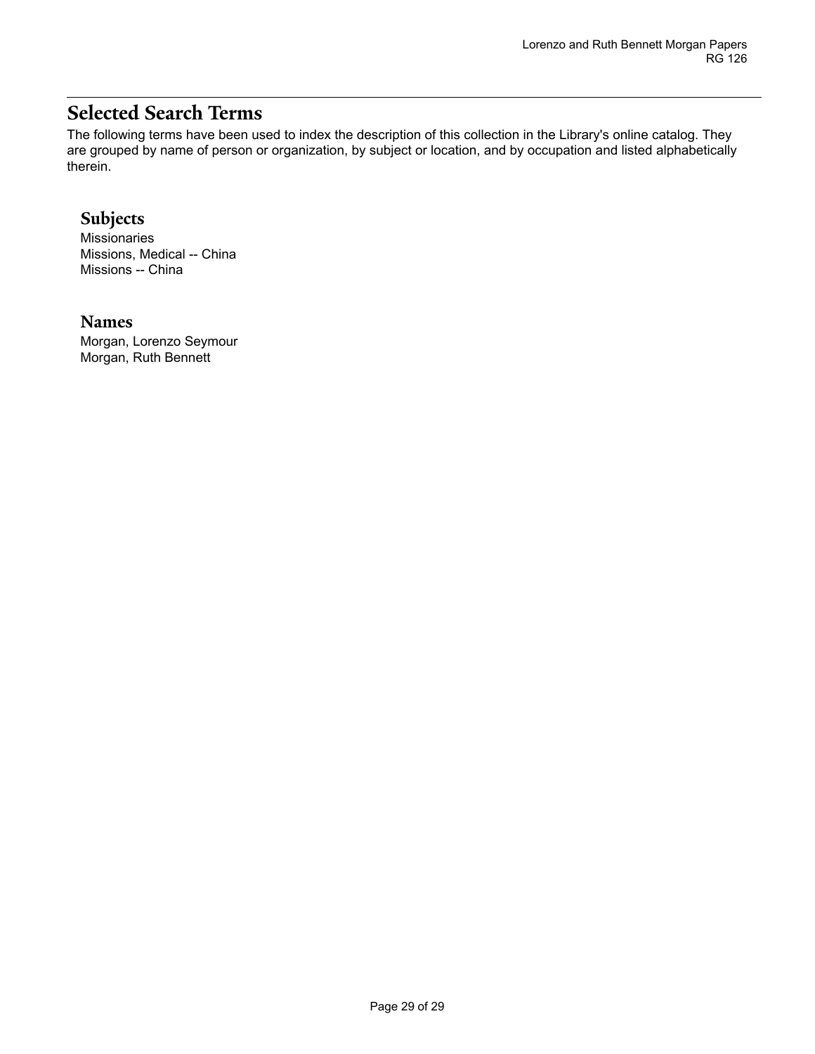## Selected Search Terms

The following terms have been used to index the description of this collection in the Library's online catalog. They are grouped by name of person or organization, by subject or location, and by occupation and listed alphabetically therein.

### Subjects

Missionaries
Missions, Medical -- China
Missions -- China

### Names

Morgan, Lorenzo Seymour
Morgan, Ruth Bennett